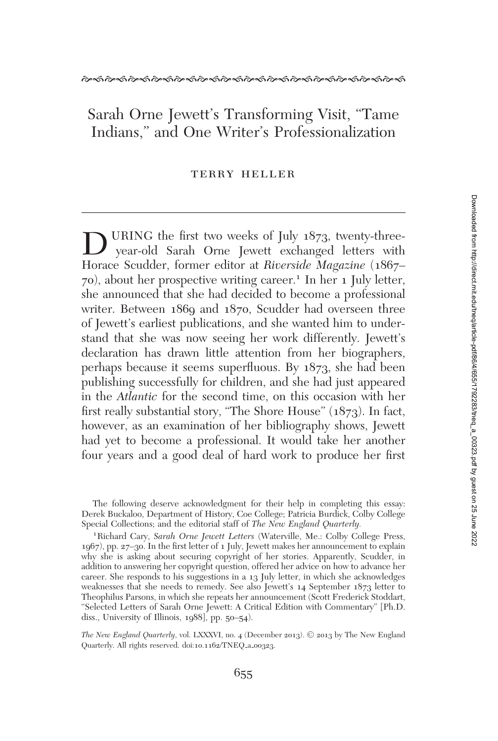# Sarah Orne Jewett's Transforming Visit, "Tame Indians," and One Writer's Professionalization

TERRY HELLER

DURING the first two weeks of July 1873, twenty-three-year-old Sarah Orne Jewett exchanged letters with Horace Scudder, former editor at *Riverside Magazine* (1867–70), about her prospective writing career.[1] In her 1 July letter, she announced that she had decided to become a professional writer. Between 1869 and 1870, Scudder had overseen three of Jewett's earliest publications, and she wanted him to understand that she was now seeing her work differently. Jewett's declaration has drawn little attention from her biographers, perhaps because it seems superfluous. By 1873, she had been publishing successfully for children, and she had just appeared in the *Atlantic* for the second time, on this occasion with her first really substantial story, "The Shore House" (1873). In fact, however, as an examination of her bibliography shows, Jewett had yet to become a professional. It would take her another four years and a good deal of hard work to produce her first

The following deserve acknowledgment for their help in completing this essay: Derek Buckaloo, Department of History, Coe College; Patricia Burdick, Colby College Special Collections; and the editorial staff of *The New England Quarterly*.

[1] Richard Cary, *Sarah Orne Jewett Letters* (Waterville, Me.: Colby College Press, 1967), pp. 27–30. In the first letter of 1 July, Jewett makes her announcement to explain why she is asking about securing copyright of her stories. Apparently, Scudder, in addition to answering her copyright question, offered her advice on how to advance her career. She responds to his suggestions in a 13 July letter, in which she acknowledges weaknesses that she needs to remedy. See also Jewett's 14 September 1873 letter to Theophilus Parsons, in which she repeats her announcement (Scott Frederick Stoddart, "Selected Letters of Sarah Orne Jewett: A Critical Edition with Commentary" [Ph.D. diss., University of Illinois, 1988], pp. 50–54).

*The New England Quarterly*, vol. LXXXVI, no. 4 (December 2013). © 2013 by The New England Quarterly. All rights reserved. doi:10.1162/TNEQ_a_00323.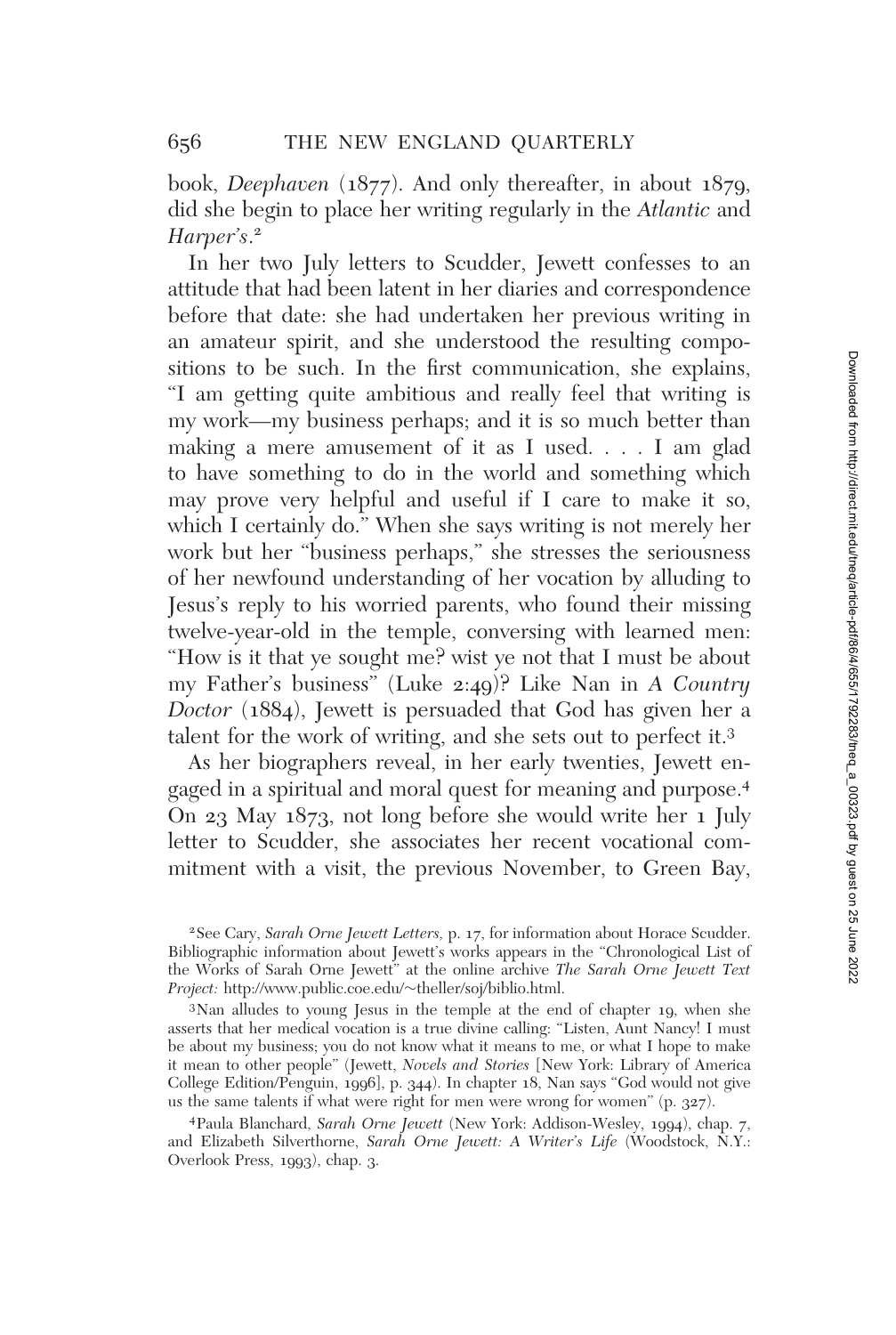book, *Deephaven* (1877). And only thereafter, in about 1879, did she begin to place her writing regularly in the *Atlantic* and *Harper's*.[2]

In her two July letters to Scudder, Jewett confesses to an attitude that had been latent in her diaries and correspondence before that date: she had undertaken her previous writing in an amateur spirit, and she understood the resulting compositions to be such. In the first communication, she explains, "I am getting quite ambitious and really feel that writing is my work—my business perhaps; and it is so much better than making a mere amusement of it as I used. . . . I am glad to have something to do in the world and something which may prove very helpful and useful if I care to make it so, which I certainly do." When she says writing is not merely her work but her "business perhaps," she stresses the seriousness of her newfound understanding of her vocation by alluding to Jesus's reply to his worried parents, who found their missing twelve-year-old in the temple, conversing with learned men: "How is it that ye sought me? wist ye not that I must be about my Father's business" (Luke 2:49)? Like Nan in *A Country Doctor* (1884), Jewett is persuaded that God has given her a talent for the work of writing, and she sets out to perfect it.[3]

As her biographers reveal, in her early twenties, Jewett engaged in a spiritual and moral quest for meaning and purpose.[4] On 23 May 1873, not long before she would write her 1 July letter to Scudder, she associates her recent vocational commitment with a visit, the previous November, to Green Bay,

[2] See Cary, *Sarah Orne Jewett Letters,* p. 17, for information about Horace Scudder. Bibliographic information about Jewett's works appears in the "Chronological List of the Works of Sarah Orne Jewett" at the online archive *The Sarah Orne Jewett Text Project:* http://www.public.coe.edu/~theller/soj/biblio.html.

[3] Nan alludes to young Jesus in the temple at the end of chapter 19, when she asserts that her medical vocation is a true divine calling: "Listen, Aunt Nancy! I must be about my business; you do not know what it means to me, or what I hope to make it mean to other people" (Jewett, *Novels and Stories* [New York: Library of America College Edition/Penguin, 1996], p. 344). In chapter 18, Nan says "God would not give us the same talents if what were right for men were wrong for women" (p. 327).

[4] Paula Blanchard, *Sarah Orne Jewett* (New York: Addison-Wesley, 1994), chap. 7, and Elizabeth Silverthorne, *Sarah Orne Jewett: A Writer's Life* (Woodstock, N.Y.: Overlook Press, 1993), chap. 3.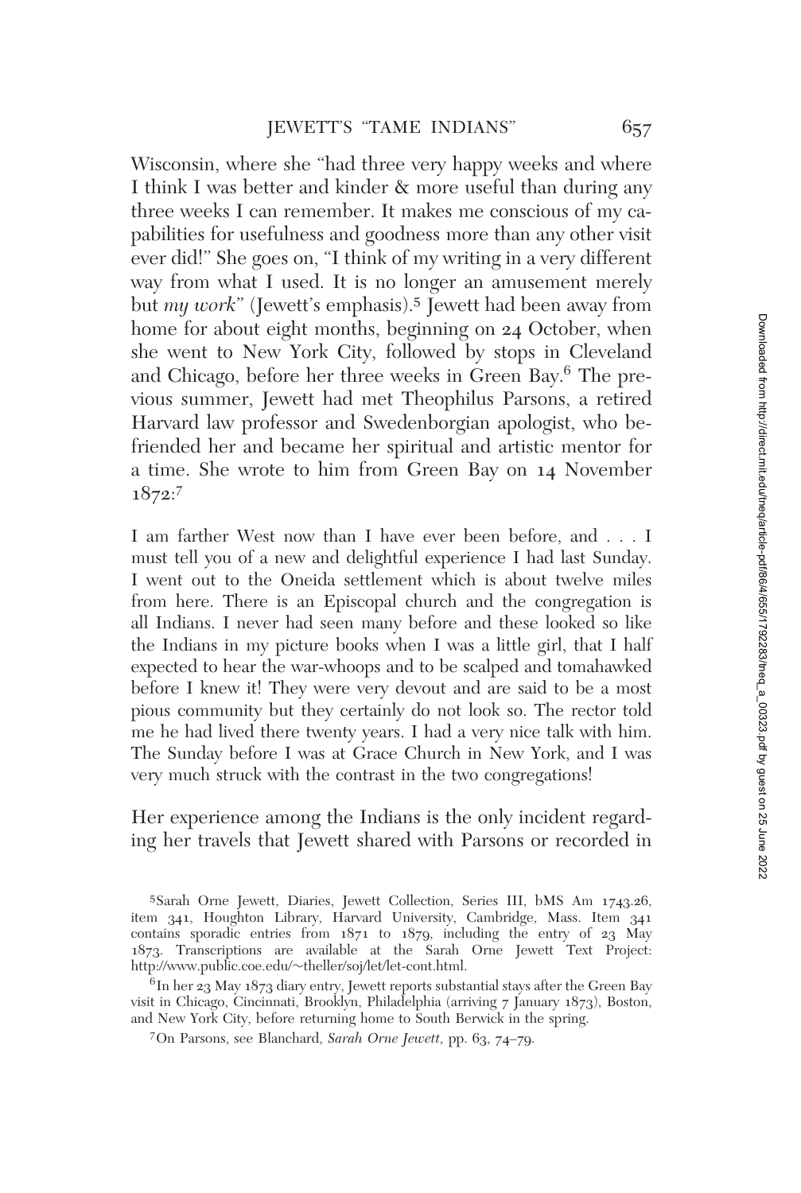Wisconsin, where she "had three very happy weeks and where I think I was better and kinder & more useful than during any three weeks I can remember. It makes me conscious of my capabilities for usefulness and goodness more than any other visit ever did!" She goes on, "I think of my writing in a very different way from what I used. It is no longer an amusement merely but *my work*" (Jewett's emphasis).[5] Jewett had been away from home for about eight months, beginning on 24 October, when she went to New York City, followed by stops in Cleveland and Chicago, before her three weeks in Green Bay.[6] The previous summer, Jewett had met Theophilus Parsons, a retired Harvard law professor and Swedenborgian apologist, who befriended her and became her spiritual and artistic mentor for a time. She wrote to him from Green Bay on 14 November 1872:[7]

> I am farther West now than I have ever been before, and . . . I must tell you of a new and delightful experience I had last Sunday. I went out to the Oneida settlement which is about twelve miles from here. There is an Episcopal church and the congregation is all Indians. I never had seen many before and these looked so like the Indians in my picture books when I was a little girl, that I half expected to hear the war-whoops and to be scalped and tomahawked before I knew it! They were very devout and are said to be a most pious community but they certainly do not look so. The rector told me he had lived there twenty years. I had a very nice talk with him. The Sunday before I was at Grace Church in New York, and I was very much struck with the contrast in the two congregations!

Her experience among the Indians is the only incident regarding her travels that Jewett shared with Parsons or recorded in

---

[5] Sarah Orne Jewett, Diaries, Jewett Collection, Series III, bMS Am 1743.26, item 341, Houghton Library, Harvard University, Cambridge, Mass. Item 341 contains sporadic entries from 1871 to 1879, including the entry of 23 May 1873. Transcriptions are available at the Sarah Orne Jewett Text Project: http://www.public.coe.edu/~theller/soj/let/let-cont.html.

[6] In her 23 May 1873 diary entry, Jewett reports substantial stays after the Green Bay visit in Chicago, Cincinnati, Brooklyn, Philadelphia (arriving 7 January 1873), Boston, and New York City, before returning home to South Berwick in the spring.

[7] On Parsons, see Blanchard, *Sarah Orne Jewett*, pp. 63, 74–79.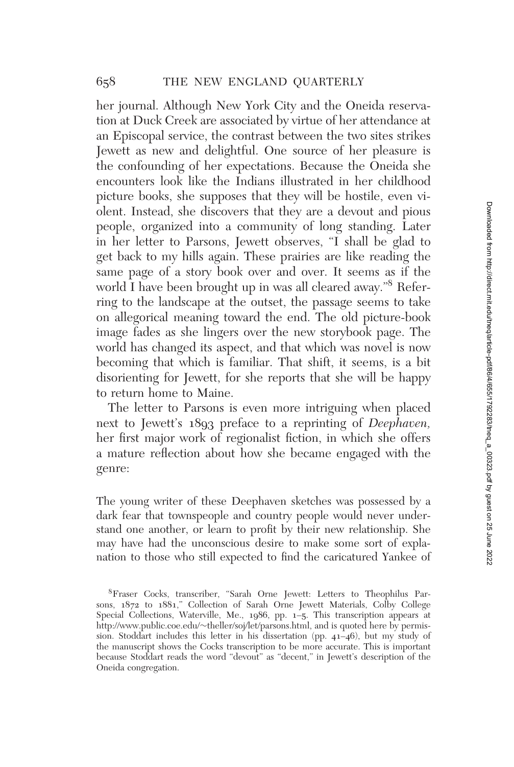her journal. Although New York City and the Oneida reservation at Duck Creek are associated by virtue of her attendance at an Episcopal service, the contrast between the two sites strikes Jewett as new and delightful. One source of her pleasure is the confounding of her expectations. Because the Oneida she encounters look like the Indians illustrated in her childhood picture books, she supposes that they will be hostile, even violent. Instead, she discovers that they are a devout and pious people, organized into a community of long standing. Later in her letter to Parsons, Jewett observes, "I shall be glad to get back to my hills again. These prairies are like reading the same page of a story book over and over. It seems as if the world I have been brought up in was all cleared away."[8] Referring to the landscape at the outset, the passage seems to take on allegorical meaning toward the end. The old picture-book image fades as she lingers over the new storybook page. The world has changed its aspect, and that which was novel is now becoming that which is familiar. That shift, it seems, is a bit disorienting for Jewett, for she reports that she will be happy to return home to Maine.

The letter to Parsons is even more intriguing when placed next to Jewett's 1893 preface to a reprinting of *Deephaven*, her first major work of regionalist fiction, in which she offers a mature reflection about how she became engaged with the genre:

The young writer of these Deephaven sketches was possessed by a dark fear that townspeople and country people would never understand one another, or learn to profit by their new relationship. She may have had the unconscious desire to make some sort of explanation to those who still expected to find the caricatured Yankee of

[8]Fraser Cocks, transcriber, "Sarah Orne Jewett: Letters to Theophilus Parsons, 1872 to 1881," Collection of Sarah Orne Jewett Materials, Colby College Special Collections, Waterville, Me., 1986, pp. 1–5. This transcription appears at http://www.public.coe.edu/~theller/soj/let/parsons.html, and is quoted here by permission. Stoddart includes this letter in his dissertation (pp. 41–46), but my study of the manuscript shows the Cocks transcription to be more accurate. This is important because Stoddart reads the word "devout" as "decent," in Jewett's description of the Oneida congregation.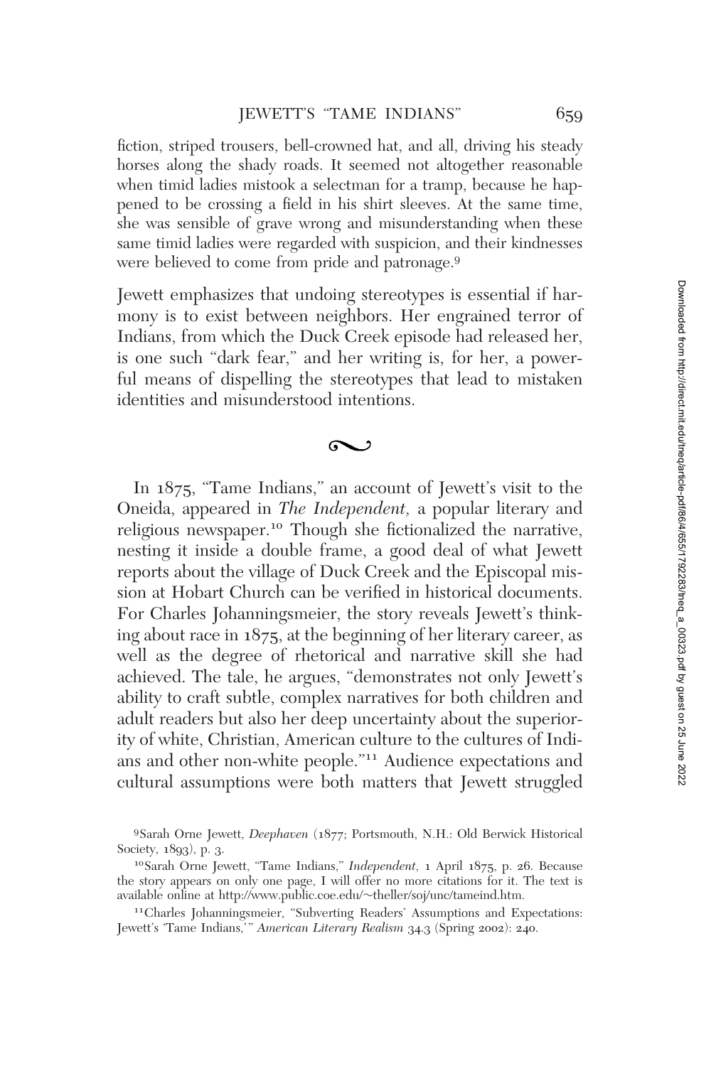fiction, striped trousers, bell-crowned hat, and all, driving his steady horses along the shady roads. It seemed not altogether reasonable when timid ladies mistook a selectman for a tramp, because he happened to be crossing a field in his shirt sleeves. At the same time, she was sensible of grave wrong and misunderstanding when these same timid ladies were regarded with suspicion, and their kindnesses were believed to come from pride and patronage.[9]

Jewett emphasizes that undoing stereotypes is essential if harmony is to exist between neighbors. Her engrained terror of Indians, from which the Duck Creek episode had released her, is one such "dark fear," and her writing is, for her, a powerful means of dispelling the stereotypes that lead to mistaken identities and misunderstood intentions.

~

In 1875, "Tame Indians," an account of Jewett's visit to the Oneida, appeared in *The Independent,* a popular literary and religious newspaper.[10] Though she fictionalized the narrative, nesting it inside a double frame, a good deal of what Jewett reports about the village of Duck Creek and the Episcopal mission at Hobart Church can be verified in historical documents. For Charles Johanningsmeier, the story reveals Jewett's thinking about race in 1875, at the beginning of her literary career, as well as the degree of rhetorical and narrative skill she had achieved. The tale, he argues, "demonstrates not only Jewett's ability to craft subtle, complex narratives for both children and adult readers but also her deep uncertainty about the superiority of white, Christian, American culture to the cultures of Indians and other non-white people."[11] Audience expectations and cultural assumptions were both matters that Jewett struggled

---

[9] Sarah Orne Jewett, *Deephaven* (1877; Portsmouth, N.H.: Old Berwick Historical Society, 1893), p. 3.

[10] Sarah Orne Jewett, "Tame Indians," *Independent,* 1 April 1875, p. 26. Because the story appears on only one page, I will offer no more citations for it. The text is available online at http://www.public.coe.edu/~theller/soj/unc/tameind.htm.

[11] Charles Johanningsmeier, "Subverting Readers' Assumptions and Expectations: Jewett's 'Tame Indians,'" *American Literary Realism* 34.3 (Spring 2002): 240.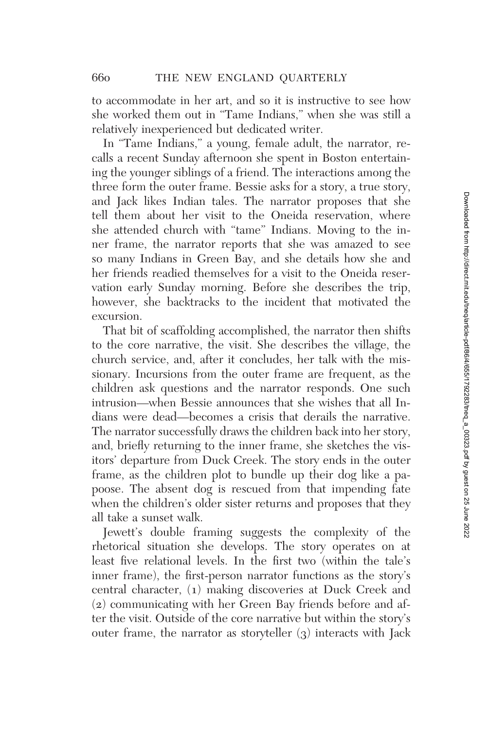to accommodate in her art, and so it is instructive to see how she worked them out in "Tame Indians," when she was still a relatively inexperienced but dedicated writer.

In "Tame Indians," a young, female adult, the narrator, recalls a recent Sunday afternoon she spent in Boston entertaining the younger siblings of a friend. The interactions among the three form the outer frame. Bessie asks for a story, a true story, and Jack likes Indian tales. The narrator proposes that she tell them about her visit to the Oneida reservation, where she attended church with "tame" Indians. Moving to the inner frame, the narrator reports that she was amazed to see so many Indians in Green Bay, and she details how she and her friends readied themselves for a visit to the Oneida reservation early Sunday morning. Before she describes the trip, however, she backtracks to the incident that motivated the excursion.

That bit of scaffolding accomplished, the narrator then shifts to the core narrative, the visit. She describes the village, the church service, and, after it concludes, her talk with the missionary. Incursions from the outer frame are frequent, as the children ask questions and the narrator responds. One such intrusion—when Bessie announces that she wishes that all Indians were dead—becomes a crisis that derails the narrative. The narrator successfully draws the children back into her story, and, briefly returning to the inner frame, she sketches the visitors' departure from Duck Creek. The story ends in the outer frame, as the children plot to bundle up their dog like a papoose. The absent dog is rescued from that impending fate when the children's older sister returns and proposes that they all take a sunset walk.

Jewett's double framing suggests the complexity of the rhetorical situation she develops. The story operates on at least five relational levels. In the first two (within the tale's inner frame), the first-person narrator functions as the story's central character, (1) making discoveries at Duck Creek and (2) communicating with her Green Bay friends before and after the visit. Outside of the core narrative but within the story's outer frame, the narrator as storyteller (3) interacts with Jack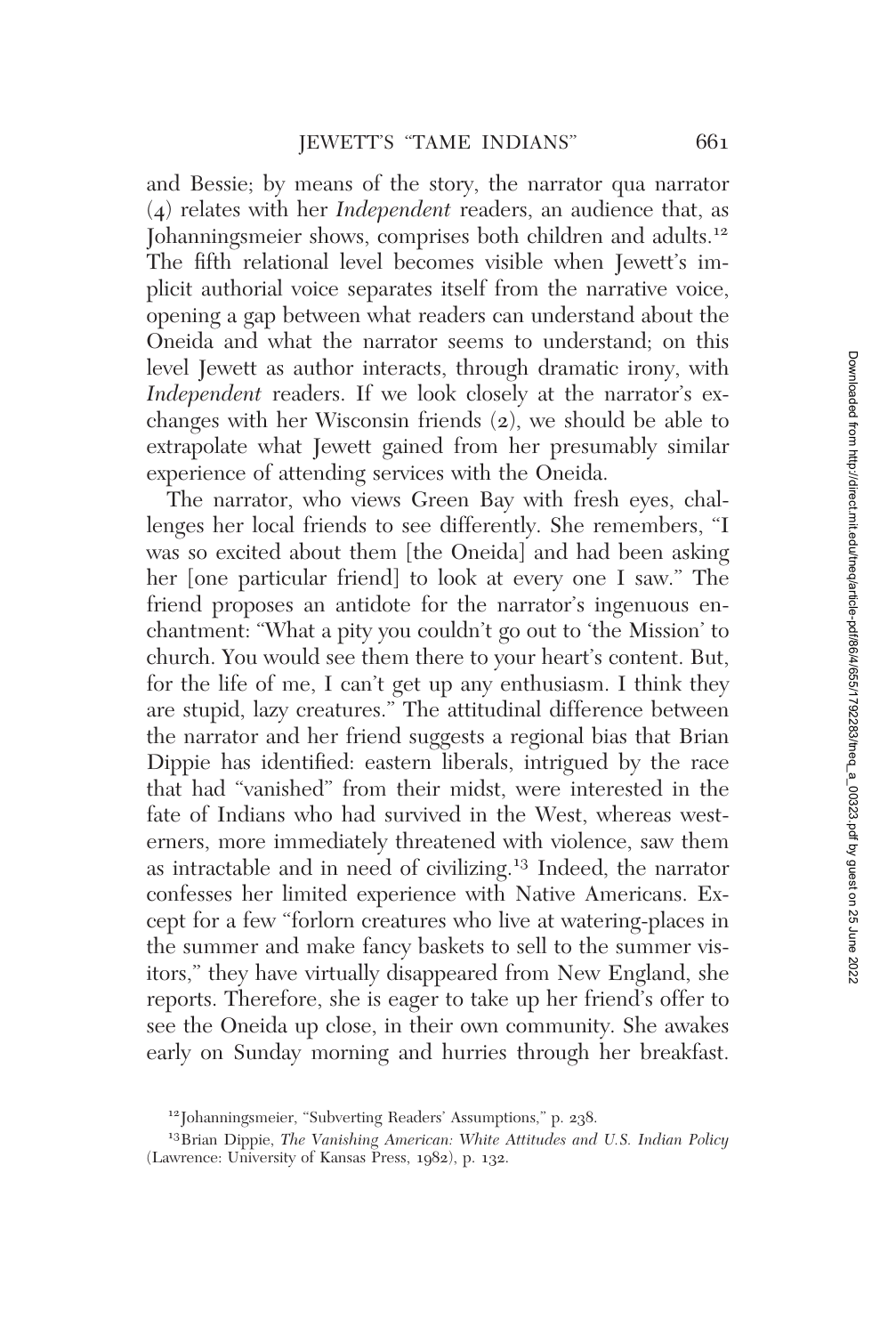and Bessie; by means of the story, the narrator qua narrator (4) relates with her *Independent* readers, an audience that, as Johanningsmeier shows, comprises both children and adults.[12] The fifth relational level becomes visible when Jewett's implicit authorial voice separates itself from the narrative voice, opening a gap between what readers can understand about the Oneida and what the narrator seems to understand; on this level Jewett as author interacts, through dramatic irony, with *Independent* readers. If we look closely at the narrator's exchanges with her Wisconsin friends (2), we should be able to extrapolate what Jewett gained from her presumably similar experience of attending services with the Oneida.

The narrator, who views Green Bay with fresh eyes, challenges her local friends to see differently. She remembers, "I was so excited about them [the Oneida] and had been asking her [one particular friend] to look at every one I saw." The friend proposes an antidote for the narrator's ingenuous enchantment: "What a pity you couldn't go out to 'the Mission' to church. You would see them there to your heart's content. But, for the life of me, I can't get up any enthusiasm. I think they are stupid, lazy creatures." The attitudinal difference between the narrator and her friend suggests a regional bias that Brian Dippie has identified: eastern liberals, intrigued by the race that had "vanished" from their midst, were interested in the fate of Indians who had survived in the West, whereas westerners, more immediately threatened with violence, saw them as intractable and in need of civilizing.[13] Indeed, the narrator confesses her limited experience with Native Americans. Except for a few "forlorn creatures who live at watering-places in the summer and make fancy baskets to sell to the summer visitors," they have virtually disappeared from New England, she reports. Therefore, she is eager to take up her friend's offer to see the Oneida up close, in their own community. She awakes early on Sunday morning and hurries through her breakfast.

---

[12] Johanningsmeier, "Subverting Readers' Assumptions," p. 238.

[13] Brian Dippie, *The Vanishing American: White Attitudes and U.S. Indian Policy* (Lawrence: University of Kansas Press, 1982), p. 132.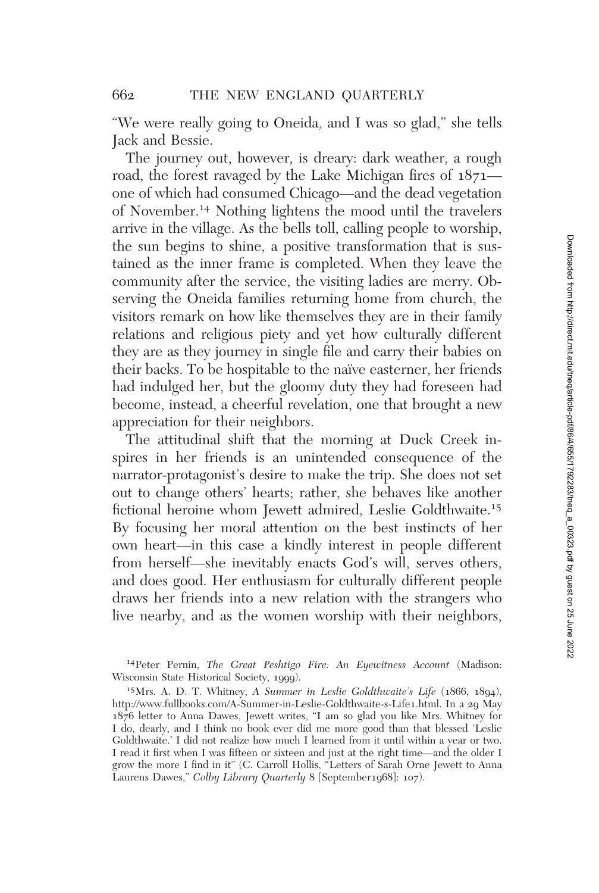"We were really going to Oneida, and I was so glad," she tells Jack and Bessie.

The journey out, however, is dreary: dark weather, a rough road, the forest ravaged by the Lake Michigan fires of 1871—one of which had consumed Chicago—and the dead vegetation of November.[14] Nothing lightens the mood until the travelers arrive in the village. As the bells toll, calling people to worship, the sun begins to shine, a positive transformation that is sustained as the inner frame is completed. When they leave the community after the service, the visiting ladies are merry. Observing the Oneida families returning home from church, the visitors remark on how like themselves they are in their family relations and religious piety and yet how culturally different they are as they journey in single file and carry their babies on their backs. To be hospitable to the naïve easterner, her friends had indulged her, but the gloomy duty they had foreseen had become, instead, a cheerful revelation, one that brought a new appreciation for their neighbors.

The attitudinal shift that the morning at Duck Creek inspires in her friends is an unintended consequence of the narrator-protagonist's desire to make the trip. She does not set out to change others' hearts; rather, she behaves like another fictional heroine whom Jewett admired, Leslie Goldthwaite.[15] By focusing her moral attention on the best instincts of her own heart—in this case a kindly interest in people different from herself—she inevitably enacts God's will, serves others, and does good. Her enthusiasm for culturally different people draws her friends into a new relation with the strangers who live nearby, and as the women worship with their neighbors,

[14] Peter Pernin, *The Great Peshtigo Fire: An Eyewitness Account* (Madison: Wisconsin State Historical Society, 1999).

[15] Mrs. A. D. T. Whitney, *A Summer in Leslie Goldthwaite's Life* (1866, 1894), http://www.fullbooks.com/A-Summer-in-Leslie-Goldthwaite-s-Life1.html. In a 29 May 1876 letter to Anna Dawes, Jewett writes, "I am so glad you like Mrs. Whitney for I do, dearly, and I think no book ever did me more good than that blessed 'Leslie Goldthwaite.' I did not realize how much I learned from it until within a year or two. I read it first when I was fifteen or sixteen and just at the right time—and the older I grow the more I find in it" (C. Carroll Hollis, "Letters of Sarah Orne Jewett to Anna Laurens Dawes," *Colby Library Quarterly* 8 [September1968]: 107).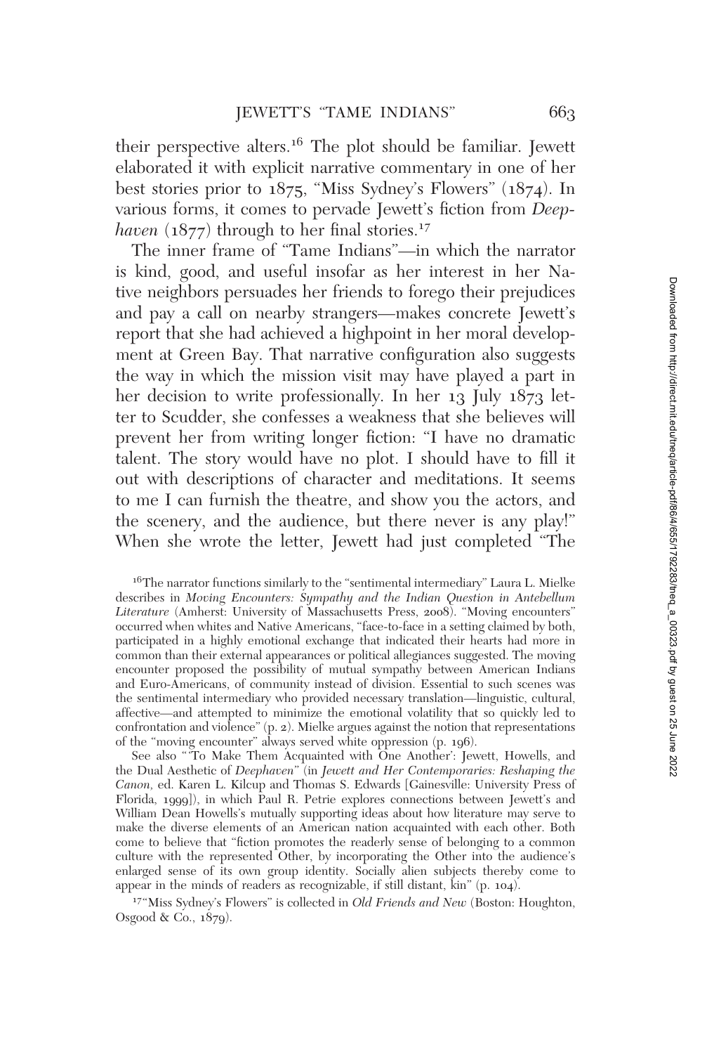their perspective alters.[16] The plot should be familiar. Jewett elaborated it with explicit narrative commentary in one of her best stories prior to 1875, "Miss Sydney's Flowers" (1874). In various forms, it comes to pervade Jewett's fiction from *Deephaven* (1877) through to her final stories.[17]

The inner frame of "Tame Indians"—in which the narrator is kind, good, and useful insofar as her interest in her Native neighbors persuades her friends to forego their prejudices and pay a call on nearby strangers—makes concrete Jewett's report that she had achieved a highpoint in her moral development at Green Bay. That narrative configuration also suggests the way in which the mission visit may have played a part in her decision to write professionally. In her 13 July 1873 letter to Scudder, she confesses a weakness that she believes will prevent her from writing longer fiction: "I have no dramatic talent. The story would have no plot. I should have to fill it out with descriptions of character and meditations. It seems to me I can furnish the theatre, and show you the actors, and the scenery, and the audience, but there never is any play!" When she wrote the letter, Jewett had just completed "The

[16]The narrator functions similarly to the "sentimental intermediary" Laura L. Mielke describes in *Moving Encounters: Sympathy and the Indian Question in Antebellum Literature* (Amherst: University of Massachusetts Press, 2008). "Moving encounters" occurred when whites and Native Americans, "face-to-face in a setting claimed by both, participated in a highly emotional exchange that indicated their hearts had more in common than their external appearances or political allegiances suggested. The moving encounter proposed the possibility of mutual sympathy between American Indians and Euro-Americans, of community instead of division. Essential to such scenes was the sentimental intermediary who provided necessary translation—linguistic, cultural, affective—and attempted to minimize the emotional volatility that so quickly led to confrontation and violence" (p. 2). Mielke argues against the notion that representations of the "moving encounter" always served white oppression (p. 196).

See also "'To Make Them Acquainted with One Another': Jewett, Howells, and the Dual Aesthetic of *Deephaven*" (in *Jewett and Her Contemporaries: Reshaping the Canon*, ed. Karen L. Kilcup and Thomas S. Edwards [Gainesville: University Press of Florida, 1999]), in which Paul R. Petrie explores connections between Jewett's and William Dean Howells's mutually supporting ideas about how literature may serve to make the diverse elements of an American nation acquainted with each other. Both come to believe that "fiction promotes the readerly sense of belonging to a common culture with the represented Other, by incorporating the Other into the audience's enlarged sense of its own group identity. Socially alien subjects thereby come to appear in the minds of readers as recognizable, if still distant, kin" (p. 104).

[17]"Miss Sydney's Flowers" is collected in *Old Friends and New* (Boston: Houghton, Osgood & Co., 1879).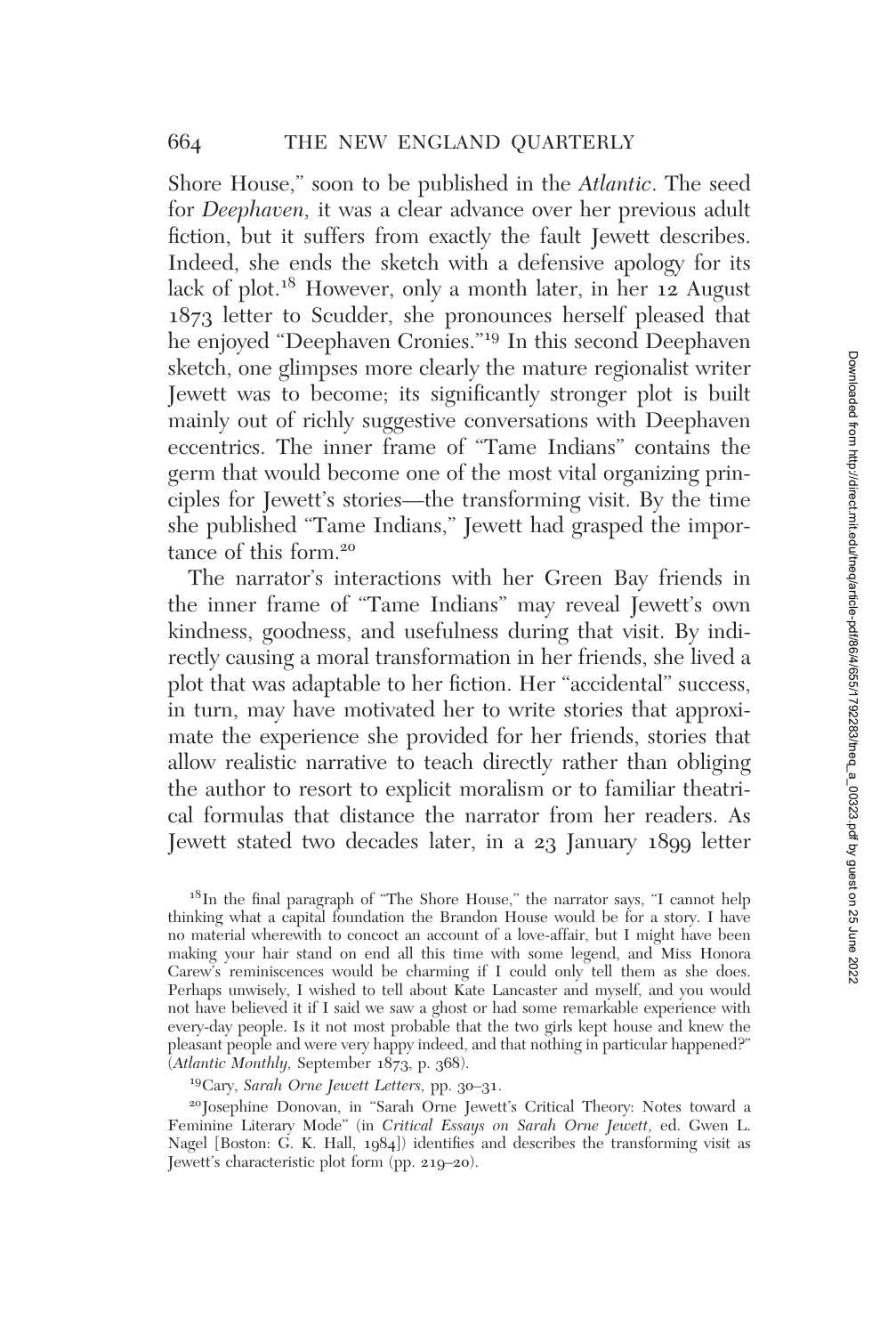Shore House," soon to be published in the *Atlantic*. The seed for *Deephaven*, it was a clear advance over her previous adult fiction, but it suffers from exactly the fault Jewett describes. Indeed, she ends the sketch with a defensive apology for its lack of plot.[18] However, only a month later, in her 12 August 1873 letter to Scudder, she pronounces herself pleased that he enjoyed "Deephaven Cronies."[19] In this second Deephaven sketch, one glimpses more clearly the mature regionalist writer Jewett was to become; its significantly stronger plot is built mainly out of richly suggestive conversations with Deephaven eccentrics. The inner frame of "Tame Indians" contains the germ that would become one of the most vital organizing principles for Jewett's stories—the transforming visit. By the time she published "Tame Indians," Jewett had grasped the importance of this form.[20]

The narrator's interactions with her Green Bay friends in the inner frame of "Tame Indians" may reveal Jewett's own kindness, goodness, and usefulness during that visit. By indirectly causing a moral transformation in her friends, she lived a plot that was adaptable to her fiction. Her "accidental" success, in turn, may have motivated her to write stories that approximate the experience she provided for her friends, stories that allow realistic narrative to teach directly rather than obliging the author to resort to explicit moralism or to familiar theatrical formulas that distance the narrator from her readers. As Jewett stated two decades later, in a 23 January 1899 letter

[18] In the final paragraph of "The Shore House," the narrator says, "I cannot help thinking what a capital foundation the Brandon House would be for a story. I have no material wherewith to concoct an account of a love-affair, but I might have been making your hair stand on end all this time with some legend, and Miss Honora Carew's reminiscences would be charming if I could only tell them as she does. Perhaps unwisely, I wished to tell about Kate Lancaster and myself, and you would not have believed it if I said we saw a ghost or had some remarkable experience with every-day people. Is it not most probable that the two girls kept house and knew the pleasant people and were very happy indeed, and that nothing in particular happened?" (*Atlantic Monthly,* September 1873, p. 368).

[19] Cary, *Sarah Orne Jewett Letters,* pp. 30–31.

[20] Josephine Donovan, in "Sarah Orne Jewett's Critical Theory: Notes toward a Feminine Literary Mode" (in *Critical Essays on Sarah Orne Jewett,* ed. Gwen L. Nagel [Boston: G. K. Hall, 1984]) identifies and describes the transforming visit as Jewett's characteristic plot form (pp. 219–20).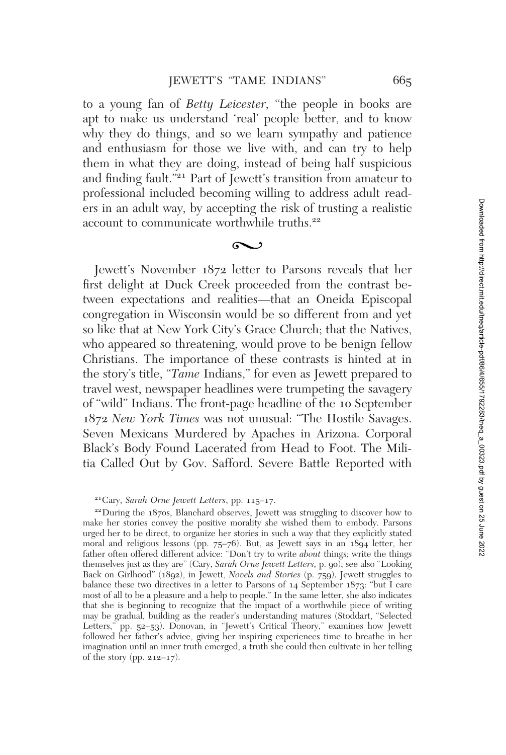to a young fan of *Betty Leicester,* "the people in books are apt to make us understand 'real' people better, and to know why they do things, and so we learn sympathy and patience and enthusiasm for those we live with, and can try to help them in what they are doing, instead of being half suspicious and finding fault."[21] Part of Jewett's transition from amateur to professional included becoming willing to address adult readers in an adult way, by accepting the risk of trusting a realistic account to communicate worthwhile truths.[22]

~

Jewett's November 1872 letter to Parsons reveals that her first delight at Duck Creek proceeded from the contrast between expectations and realities—that an Oneida Episcopal congregation in Wisconsin would be so different from and yet so like that at New York City's Grace Church; that the Natives, who appeared so threatening, would prove to be benign fellow Christians. The importance of these contrasts is hinted at in the story's title, "*Tame* Indians," for even as Jewett prepared to travel west, newspaper headlines were trumpeting the savagery of "wild" Indians. The front-page headline of the 10 September 1872 *New York Times* was not unusual: "The Hostile Savages. Seven Mexicans Murdered by Apaches in Arizona. Corporal Black's Body Found Lacerated from Head to Foot. The Militia Called Out by Gov. Safford. Severe Battle Reported with

[21] Cary, *Sarah Orne Jewett Letters*, pp. 115–17.

[22] During the 1870s, Blanchard observes, Jewett was struggling to discover how to make her stories convey the positive morality she wished them to embody. Parsons urged her to be direct, to organize her stories in such a way that they explicitly stated moral and religious lessons (pp. 75–76). But, as Jewett says in an 1894 letter, her father often offered different advice: "Don't try to write *about* things; write the things themselves just as they are" (Cary, *Sarah Orne Jewett Letters,* p. 90); see also "Looking Back on Girlhood" (1892), in Jewett, *Novels and Stories* (p. 759). Jewett struggles to balance these two directives in a letter to Parsons of 14 September 1873: "but I care most of all to be a pleasure and a help to people." In the same letter, she also indicates that she is beginning to recognize that the impact of a worthwhile piece of writing may be gradual, building as the reader's understanding matures (Stoddart, "Selected Letters," pp. 52–53). Donovan, in "Jewett's Critical Theory," examines how Jewett followed her father's advice, giving her inspiring experiences time to breathe in her imagination until an inner truth emerged, a truth she could then cultivate in her telling of the story (pp. 212–17).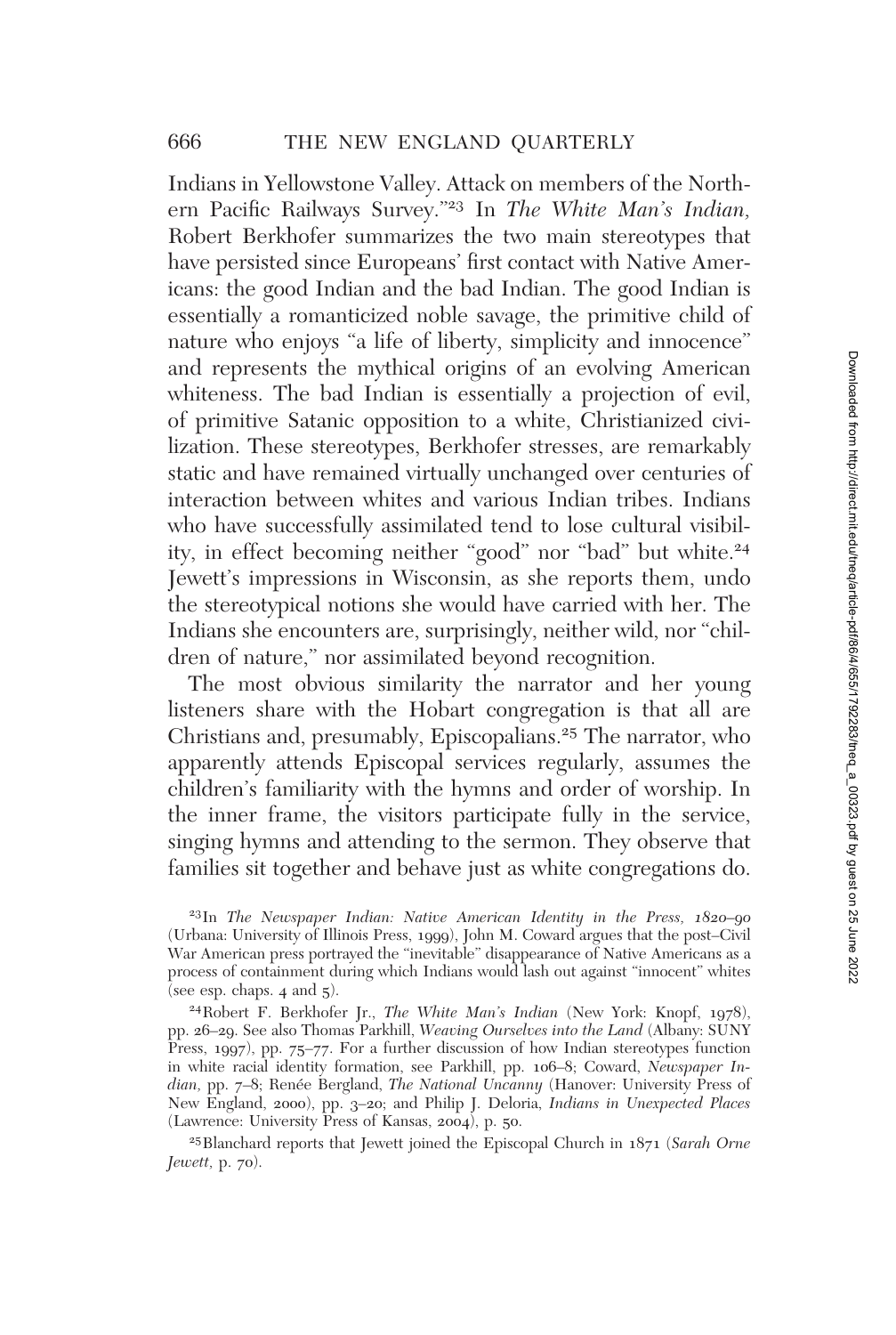Indians in Yellowstone Valley. Attack on members of the Northern Pacific Railways Survey."[23] In *The White Man's Indian,* Robert Berkhofer summarizes the two main stereotypes that have persisted since Europeans' first contact with Native Americans: the good Indian and the bad Indian. The good Indian is essentially a romanticized noble savage, the primitive child of nature who enjoys "a life of liberty, simplicity and innocence" and represents the mythical origins of an evolving American whiteness. The bad Indian is essentially a projection of evil, of primitive Satanic opposition to a white, Christianized civilization. These stereotypes, Berkhofer stresses, are remarkably static and have remained virtually unchanged over centuries of interaction between whites and various Indian tribes. Indians who have successfully assimilated tend to lose cultural visibility, in effect becoming neither "good" nor "bad" but white.[24] Jewett's impressions in Wisconsin, as she reports them, undo the stereotypical notions she would have carried with her. The Indians she encounters are, surprisingly, neither wild, nor "children of nature," nor assimilated beyond recognition.

The most obvious similarity the narrator and her young listeners share with the Hobart congregation is that all are Christians and, presumably, Episcopalians.[25] The narrator, who apparently attends Episcopal services regularly, assumes the children's familiarity with the hymns and order of worship. In the inner frame, the visitors participate fully in the service, singing hymns and attending to the sermon. They observe that families sit together and behave just as white congregations do.

[23]In *The Newspaper Indian: Native American Identity in the Press, 1820–90* (Urbana: University of Illinois Press, 1999), John M. Coward argues that the post–Civil War American press portrayed the "inevitable" disappearance of Native Americans as a process of containment during which Indians would lash out against "innocent" whites (see esp. chaps. 4 and 5).

[24]Robert F. Berkhofer Jr., *The White Man's Indian* (New York: Knopf, 1978), pp. 26–29. See also Thomas Parkhill, *Weaving Ourselves into the Land* (Albany: SUNY Press, 1997), pp. 75–77. For a further discussion of how Indian stereotypes function in white racial identity formation, see Parkhill, pp. 106–8; Coward, *Newspaper Indian,* pp. 7–8; Renée Bergland, *The National Uncanny* (Hanover: University Press of New England, 2000), pp. 3–20; and Philip J. Deloria, *Indians in Unexpected Places* (Lawrence: University Press of Kansas, 2004), p. 50.

[25]Blanchard reports that Jewett joined the Episcopal Church in 1871 (*Sarah Orne Jewett,* p. 70).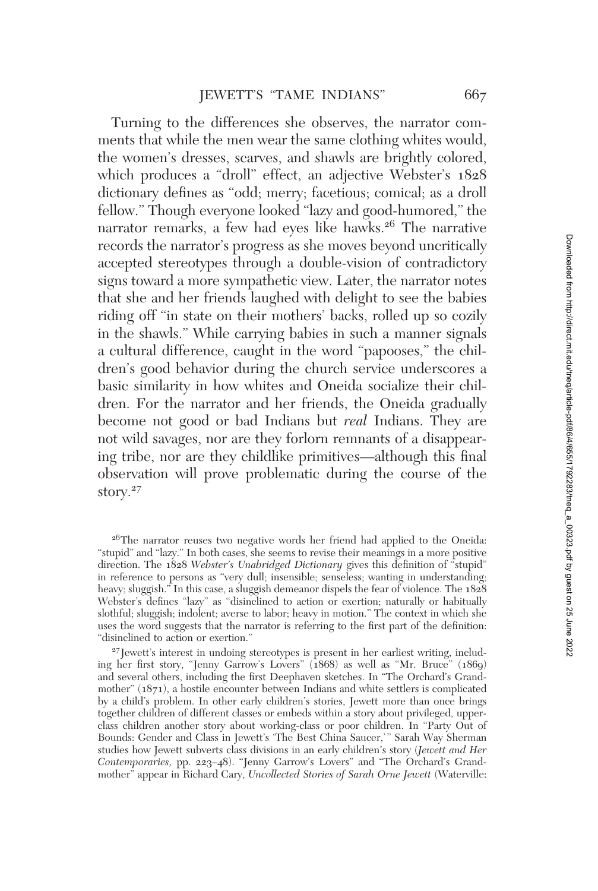Turning to the differences she observes, the narrator comments that while the men wear the same clothing whites would, the women's dresses, scarves, and shawls are brightly colored, which produces a "droll" effect, an adjective Webster's 1828 dictionary defines as "odd; merry; facetious; comical; as a droll fellow." Though everyone looked "lazy and good-humored," the narrator remarks, a few had eyes like hawks.[26] The narrative records the narrator's progress as she moves beyond uncritically accepted stereotypes through a double-vision of contradictory signs toward a more sympathetic view. Later, the narrator notes that she and her friends laughed with delight to see the babies riding off "in state on their mothers' backs, rolled up so cozily in the shawls." While carrying babies in such a manner signals a cultural difference, caught in the word "papooses," the children's good behavior during the church service underscores a basic similarity in how whites and Oneida socialize their children. For the narrator and her friends, the Oneida gradually become not good or bad Indians but *real* Indians. They are not wild savages, nor are they forlorn remnants of a disappearing tribe, nor are they childlike primitives—although this final observation will prove problematic during the course of the story.[27]

[26]The narrator reuses two negative words her friend had applied to the Oneida: "stupid" and "lazy." In both cases, she seems to revise their meanings in a more positive direction. The 1828 *Webster's Unabridged Dictionary* gives this definition of "stupid" in reference to persons as "very dull; insensible; senseless; wanting in understanding; heavy; sluggish." In this case, a sluggish demeanor dispels the fear of violence. The 1828 Webster's defines "lazy" as "disinclined to action or exertion; naturally or habitually slothful; sluggish; indolent; averse to labor; heavy in motion." The context in which she uses the word suggests that the narrator is referring to the first part of the definition: "disinclined to action or exertion."

[27]Jewett's interest in undoing stereotypes is present in her earliest writing, including her first story, "Jenny Garrow's Lovers" (1868) as well as "Mr. Bruce" (1869) and several others, including the first Deephaven sketches. In "The Orchard's Grandmother" (1871), a hostile encounter between Indians and white settlers is complicated by a child's problem. In other early children's stories, Jewett more than once brings together children of different classes or embeds within a story about privileged, upper-class children another story about working-class or poor children. In "Party Out of Bounds: Gender and Class in Jewett's 'The Best China Saucer,'" Sarah Way Sherman studies how Jewett subverts class divisions in an early children's story (*Jewett and Her Contemporaries,* pp. 223–48). "Jenny Garrow's Lovers" and "The Orchard's Grandmother" appear in Richard Cary, *Uncollected Stories of Sarah Orne Jewett* (Waterville: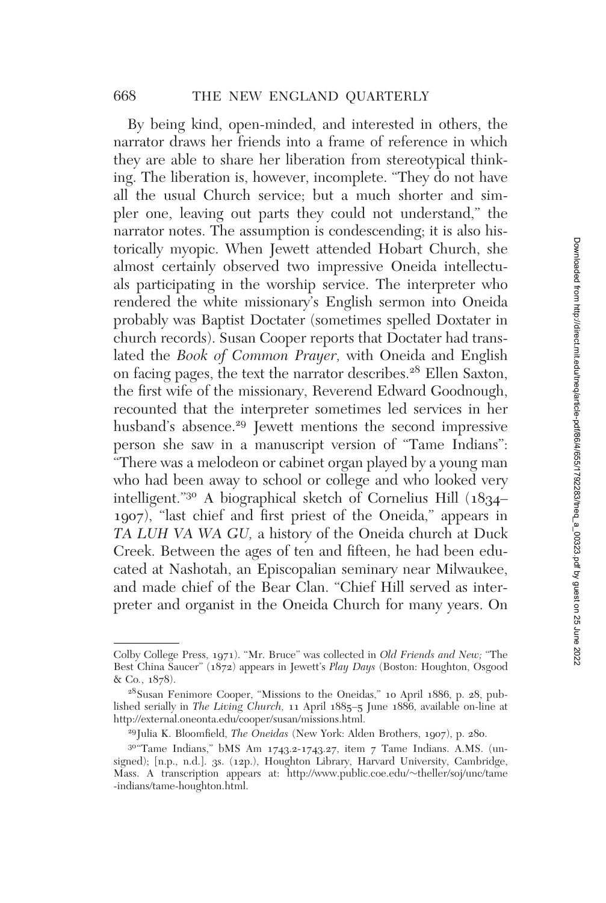By being kind, open-minded, and interested in others, the narrator draws her friends into a frame of reference in which they are able to share her liberation from stereotypical thinking. The liberation is, however, incomplete. "They do not have all the usual Church service; but a much shorter and simpler one, leaving out parts they could not understand," the narrator notes. The assumption is condescending; it is also historically myopic. When Jewett attended Hobart Church, she almost certainly observed two impressive Oneida intellectuals participating in the worship service. The interpreter who rendered the white missionary's English sermon into Oneida probably was Baptist Doctater (sometimes spelled Doxtater in church records). Susan Cooper reports that Doctater had translated the *Book of Common Prayer,* with Oneida and English on facing pages, the text the narrator describes.[28] Ellen Saxton, the first wife of the missionary, Reverend Edward Goodnough, recounted that the interpreter sometimes led services in her husband's absence.[29] Jewett mentions the second impressive person she saw in a manuscript version of "Tame Indians": "There was a melodeon or cabinet organ played by a young man who had been away to school or college and who looked very intelligent."[30] A biographical sketch of Cornelius Hill (1834–1907), "last chief and first priest of the Oneida," appears in *TA LUH VA WA GU,* a history of the Oneida church at Duck Creek. Between the ages of ten and fifteen, he had been educated at Nashotah, an Episcopalian seminary near Milwaukee, and made chief of the Bear Clan. "Chief Hill served as interpreter and organist in the Oneida Church for many years. On

---

Colby College Press, 1971). "Mr. Bruce" was collected in *Old Friends and New;* "The Best China Saucer" (1872) appears in Jewett's *Play Days* (Boston: Houghton, Osgood & Co., 1878).

[28] Susan Fenimore Cooper, "Missions to the Oneidas," 10 April 1886, p. 28, published serially in *The Living Church,* 11 April 1885–5 June 1886, available on-line at http://external.oneonta.edu/cooper/susan/missions.html.

[29] Julia K. Bloomfield, *The Oneidas* (New York: Alden Brothers, 1907), p. 280.

[30] "Tame Indians," bMS Am 1743.2-1743.27, item 7 Tame Indians. A.MS. (unsigned); [n.p., n.d.]. 3s. (12p.), Houghton Library, Harvard University, Cambridge, Mass. A transcription appears at: http://www.public.coe.edu/~theller/soj/unc/tame-indians/tame-houghton.html.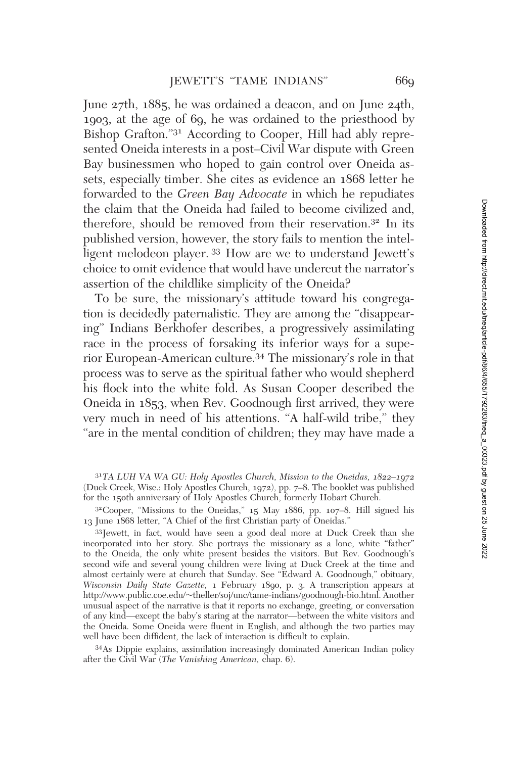June 27th, 1885, he was ordained a deacon, and on June 24th, 1903, at the age of 69, he was ordained to the priesthood by Bishop Grafton."[31] According to Cooper, Hill had ably represented Oneida interests in a post–Civil War dispute with Green Bay businessmen who hoped to gain control over Oneida assets, especially timber. She cites as evidence an 1868 letter he forwarded to the *Green Bay Advocate* in which he repudiates the claim that the Oneida had failed to become civilized and, therefore, should be removed from their reservation.[32] In its published version, however, the story fails to mention the intelligent melodeon player. [33] How are we to understand Jewett's choice to omit evidence that would have undercut the narrator's assertion of the childlike simplicity of the Oneida?

To be sure, the missionary's attitude toward his congregation is decidedly paternalistic. They are among the "disappearing" Indians Berkhofer describes, a progressively assimilating race in the process of forsaking its inferior ways for a superior European-American culture.[34] The missionary's role in that process was to serve as the spiritual father who would shepherd his flock into the white fold. As Susan Cooper described the Oneida in 1853, when Rev. Goodnough first arrived, they were very much in need of his attentions. "A half-wild tribe," they "are in the mental condition of children; they may have made a

[31] *TA LUH VA WA GU: Holy Apostles Church, Mission to the Oneidas, 1822–1972* (Duck Creek, Wisc.: Holy Apostles Church, 1972), pp. 7–8. The booklet was published for the 150th anniversary of Holy Apostles Church, formerly Hobart Church.

[32] Cooper, "Missions to the Oneidas," 15 May 1886, pp. 107–8. Hill signed his 13 June 1868 letter, "A Chief of the first Christian party of Oneidas."

[33] Jewett, in fact, would have seen a good deal more at Duck Creek than she incorporated into her story. She portrays the missionary as a lone, white "father" to the Oneida, the only white present besides the visitors. But Rev. Goodnough's second wife and several young children were living at Duck Creek at the time and almost certainly were at church that Sunday. See "Edward A. Goodnough," obituary, *Wisconsin Daily State Gazette*, 1 February 1890, p. 3. A transcription appears at http://www.public.coe.edu/~theller/soj/unc/tame-indians/goodnough-bio.html. Another unusual aspect of the narrative is that it reports no exchange, greeting, or conversation of any kind—except the baby's staring at the narrator—between the white visitors and the Oneida. Some Oneida were fluent in English, and although the two parties may well have been diffident, the lack of interaction is difficult to explain.

[34] As Dippie explains, assimilation increasingly dominated American Indian policy after the Civil War (*The Vanishing American,* chap. 6).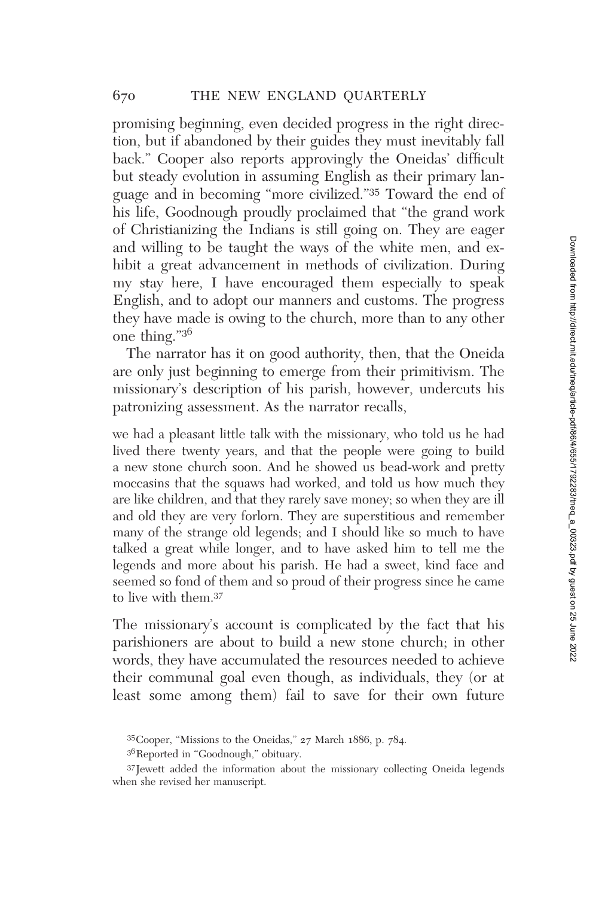promising beginning, even decided progress in the right direction, but if abandoned by their guides they must inevitably fall back." Cooper also reports approvingly the Oneidas' difficult but steady evolution in assuming English as their primary language and in becoming "more civilized."[35] Toward the end of his life, Goodnough proudly proclaimed that "the grand work of Christianizing the Indians is still going on. They are eager and willing to be taught the ways of the white men, and exhibit a great advancement in methods of civilization. During my stay here, I have encouraged them especially to speak English, and to adopt our manners and customs. The progress they have made is owing to the church, more than to any other one thing."[36]

The narrator has it on good authority, then, that the Oneida are only just beginning to emerge from their primitivism. The missionary's description of his parish, however, undercuts his patronizing assessment. As the narrator recalls,

> we had a pleasant little talk with the missionary, who told us he had lived there twenty years, and that the people were going to build a new stone church soon. And he showed us bead-work and pretty moccasins that the squaws had worked, and told us how much they are like children, and that they rarely save money; so when they are ill and old they are very forlorn. They are superstitious and remember many of the strange old legends; and I should like so much to have talked a great while longer, and to have asked him to tell me the legends and more about his parish. He had a sweet, kind face and seemed so fond of them and so proud of their progress since he came to live with them.[37]

The missionary's account is complicated by the fact that his parishioners are about to build a new stone church; in other words, they have accumulated the resources needed to achieve their communal goal even though, as individuals, they (or at least some among them) fail to save for their own future

[35] Cooper, "Missions to the Oneidas," 27 March 1886, p. 784.

[36] Reported in "Goodnough," obituary.

[37] Jewett added the information about the missionary collecting Oneida legends when she revised her manuscript.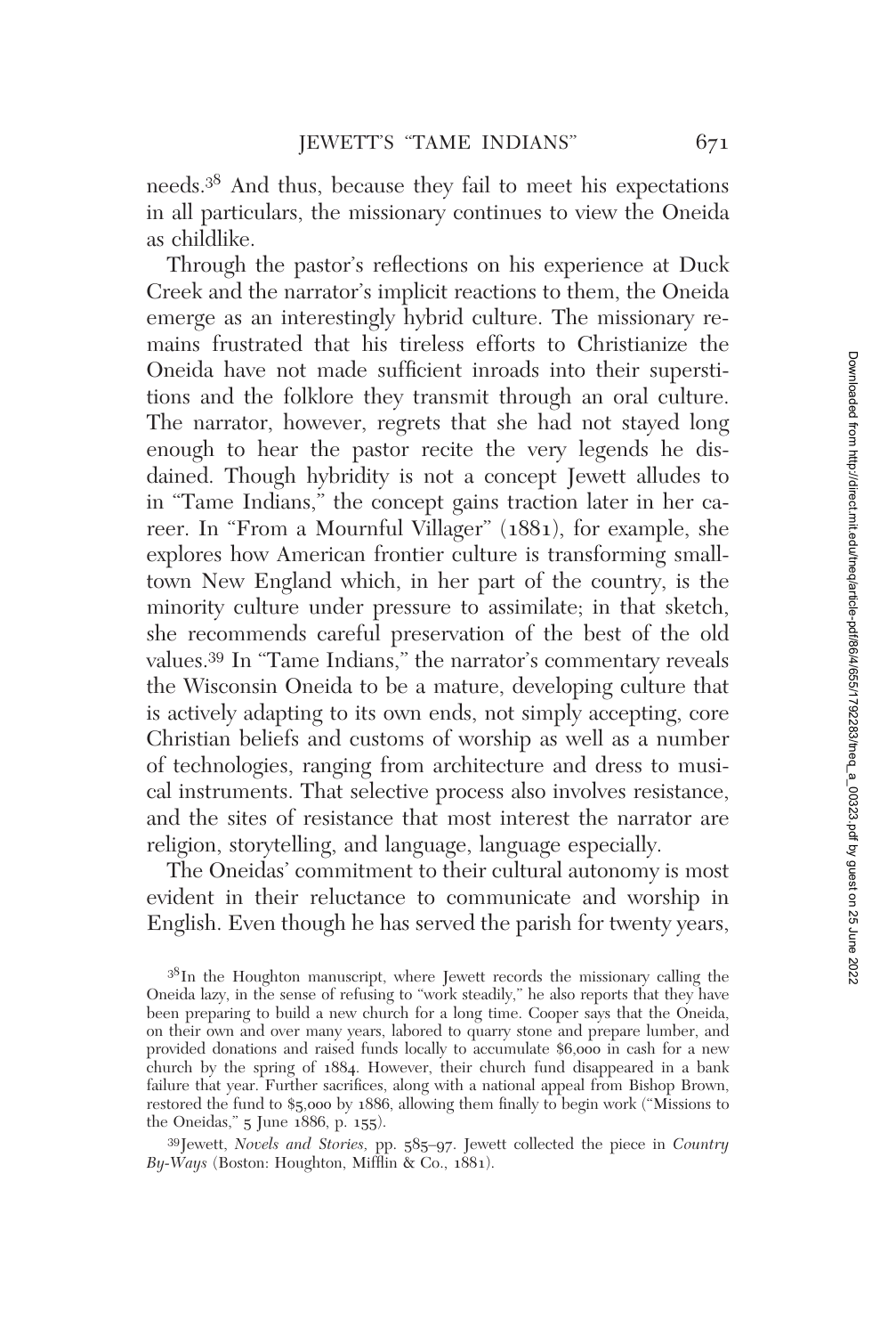needs.[38] And thus, because they fail to meet his expectations in all particulars, the missionary continues to view the Oneida as childlike.

Through the pastor's reflections on his experience at Duck Creek and the narrator's implicit reactions to them, the Oneida emerge as an interestingly hybrid culture. The missionary remains frustrated that his tireless efforts to Christianize the Oneida have not made sufficient inroads into their superstitions and the folklore they transmit through an oral culture. The narrator, however, regrets that she had not stayed long enough to hear the pastor recite the very legends he disdained. Though hybridity is not a concept Jewett alludes to in "Tame Indians," the concept gains traction later in her career. In "From a Mournful Villager" (1881), for example, she explores how American frontier culture is transforming small-town New England which, in her part of the country, is the minority culture under pressure to assimilate; in that sketch, she recommends careful preservation of the best of the old values.[39] In "Tame Indians," the narrator's commentary reveals the Wisconsin Oneida to be a mature, developing culture that is actively adapting to its own ends, not simply accepting, core Christian beliefs and customs of worship as well as a number of technologies, ranging from architecture and dress to musical instruments. That selective process also involves resistance, and the sites of resistance that most interest the narrator are religion, storytelling, and language, language especially.

The Oneidas' commitment to their cultural autonomy is most evident in their reluctance to communicate and worship in English. Even though he has served the parish for twenty years,

[38]In the Houghton manuscript, where Jewett records the missionary calling the Oneida lazy, in the sense of refusing to "work steadily," he also reports that they have been preparing to build a new church for a long time. Cooper says that the Oneida, on their own and over many years, labored to quarry stone and prepare lumber, and provided donations and raised funds locally to accumulate $6,000 in cash for a new church by the spring of 1884. However, their church fund disappeared in a bank failure that year. Further sacrifices, along with a national appeal from Bishop Brown, restored the fund to $5,000 by 1886, allowing them finally to begin work ("Missions to the Oneidas," 5 June 1886, p. 155).

[39]Jewett, *Novels and Stories*, pp. 585–97. Jewett collected the piece in *Country By-Ways* (Boston: Houghton, Mifflin & Co., 1881).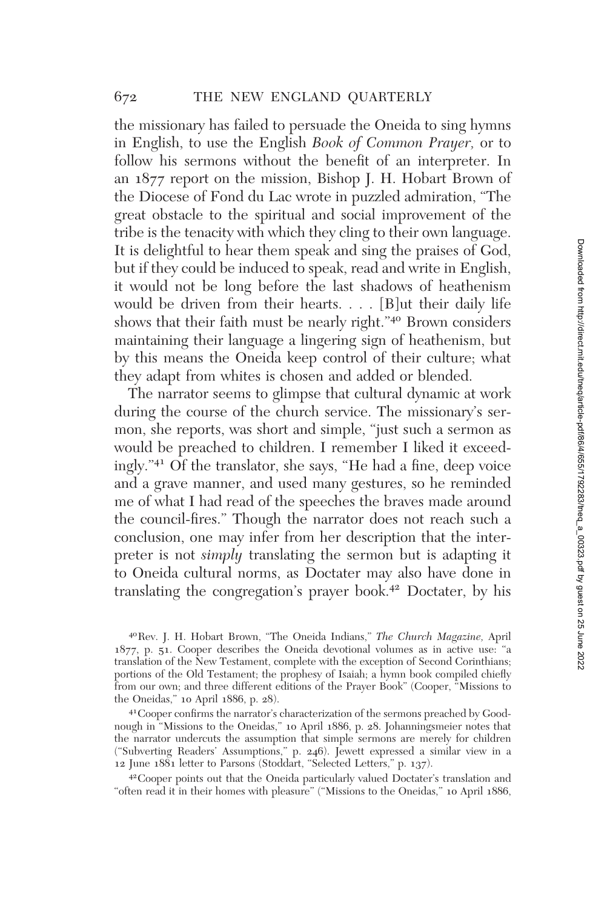the missionary has failed to persuade the Oneida to sing hymns in English, to use the English *Book of Common Prayer,* or to follow his sermons without the benefit of an interpreter. In an 1877 report on the mission, Bishop J. H. Hobart Brown of the Diocese of Fond du Lac wrote in puzzled admiration, "The great obstacle to the spiritual and social improvement of the tribe is the tenacity with which they cling to their own language. It is delightful to hear them speak and sing the praises of God, but if they could be induced to speak, read and write in English, it would not be long before the last shadows of heathenism would be driven from their hearts. . . . [B]ut their daily life shows that their faith must be nearly right."[40] Brown considers maintaining their language a lingering sign of heathenism, but by this means the Oneida keep control of their culture; what they adapt from whites is chosen and added or blended.

The narrator seems to glimpse that cultural dynamic at work during the course of the church service. The missionary's sermon, she reports, was short and simple, "just such a sermon as would be preached to children. I remember I liked it exceedingly."[41] Of the translator, she says, "He had a fine, deep voice and a grave manner, and used many gestures, so he reminded me of what I had read of the speeches the braves made around the council-fires." Though the narrator does not reach such a conclusion, one may infer from her description that the interpreter is not *simply* translating the sermon but is adapting it to Oneida cultural norms, as Doctater may also have done in translating the congregation's prayer book.[42] Doctater, by his

[40] Rev. J. H. Hobart Brown, "The Oneida Indians," *The Church Magazine,* April 1877, p. 51. Cooper describes the Oneida devotional volumes as in active use: "a translation of the New Testament, complete with the exception of Second Corinthians; portions of the Old Testament; the prophesy of Isaiah; a hymn book compiled chiefly from our own; and three different editions of the Prayer Book" (Cooper, "Missions to the Oneidas," 10 April 1886, p. 28).

[41] Cooper confirms the narrator's characterization of the sermons preached by Goodnough in "Missions to the Oneidas," 10 April 1886, p. 28. Johanningsmeier notes that the narrator undercuts the assumption that simple sermons are merely for children ("Subverting Readers' Assumptions," p. 246). Jewett expressed a similar view in a 12 June 1881 letter to Parsons (Stoddart, "Selected Letters," p. 137).

[42] Cooper points out that the Oneida particularly valued Doctater's translation and "often read it in their homes with pleasure" ("Missions to the Oneidas," 10 April 1886,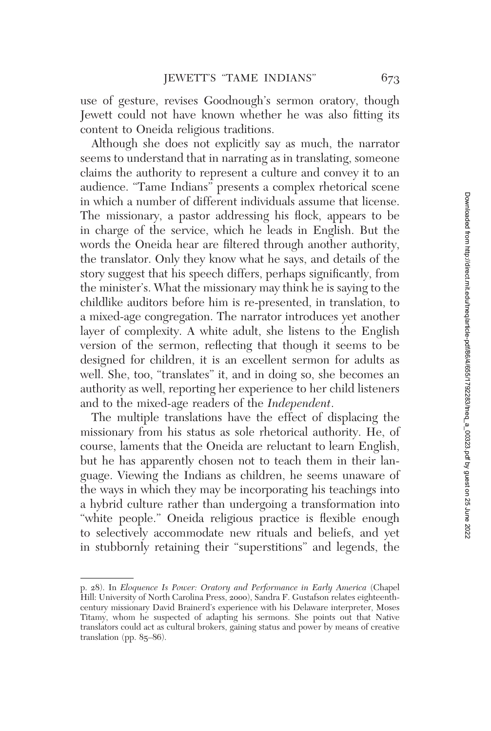use of gesture, revises Goodnough's sermon oratory, though Jewett could not have known whether he was also fitting its content to Oneida religious traditions.

Although she does not explicitly say as much, the narrator seems to understand that in narrating as in translating, someone claims the authority to represent a culture and convey it to an audience. "Tame Indians" presents a complex rhetorical scene in which a number of different individuals assume that license. The missionary, a pastor addressing his flock, appears to be in charge of the service, which he leads in English. But the words the Oneida hear are filtered through another authority, the translator. Only they know what he says, and details of the story suggest that his speech differs, perhaps significantly, from the minister's. What the missionary may think he is saying to the childlike auditors before him is re-presented, in translation, to a mixed-age congregation. The narrator introduces yet another layer of complexity. A white adult, she listens to the English version of the sermon, reflecting that though it seems to be designed for children, it is an excellent sermon for adults as well. She, too, "translates" it, and in doing so, she becomes an authority as well, reporting her experience to her child listeners and to the mixed-age readers of the *Independent*.

The multiple translations have the effect of displacing the missionary from his status as sole rhetorical authority. He, of course, laments that the Oneida are reluctant to learn English, but he has apparently chosen not to teach them in their language. Viewing the Indians as children, he seems unaware of the ways in which they may be incorporating his teachings into a hybrid culture rather than undergoing a transformation into "white people." Oneida religious practice is flexible enough to selectively accommodate new rituals and beliefs, and yet in stubbornly retaining their "superstitions" and legends, the

---

p. 28). In *Eloquence Is Power: Oratory and Performance in Early America* (Chapel Hill: University of North Carolina Press, 2000), Sandra F. Gustafson relates eighteenth-century missionary David Brainerd's experience with his Delaware interpreter, Moses Titamy, whom he suspected of adapting his sermons. She points out that Native translators could act as cultural brokers, gaining status and power by means of creative translation (pp. 85–86).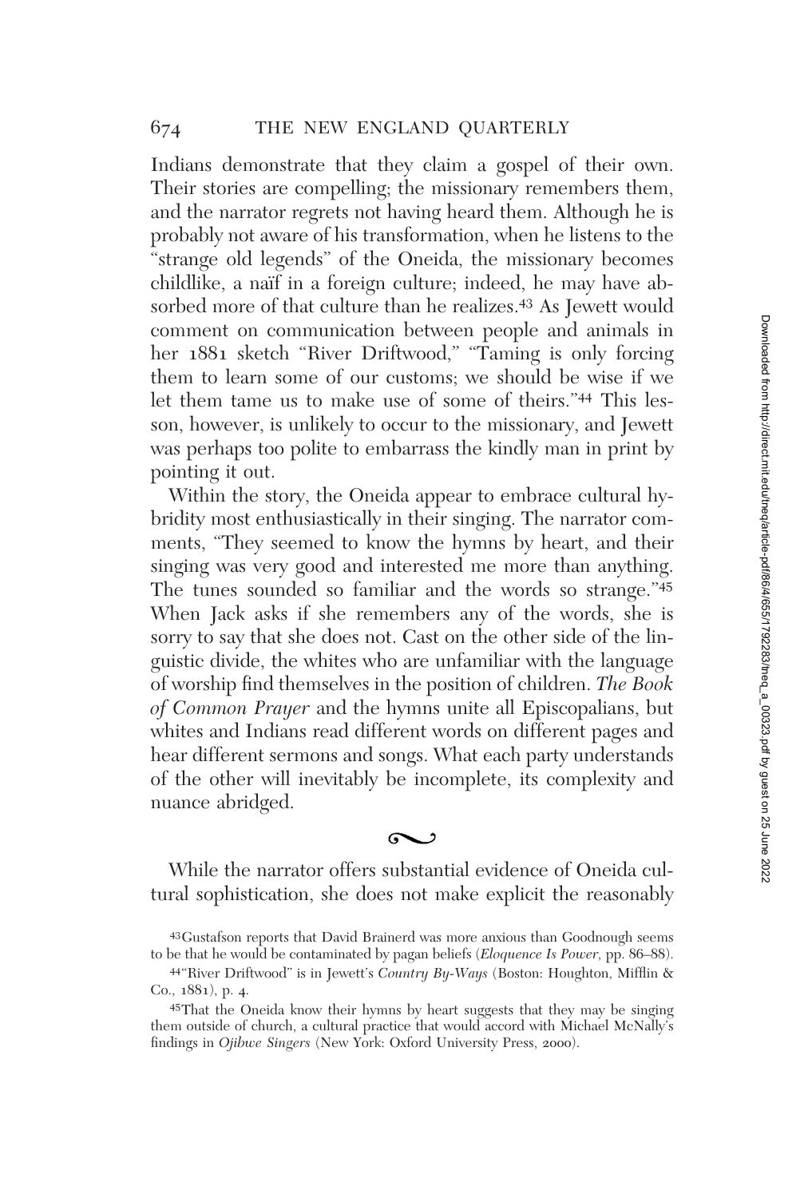Indians demonstrate that they claim a gospel of their own. Their stories are compelling; the missionary remembers them, and the narrator regrets not having heard them. Although he is probably not aware of his transformation, when he listens to the "strange old legends" of the Oneida, the missionary becomes childlike, a naïf in a foreign culture; indeed, he may have absorbed more of that culture than he realizes.[43] As Jewett would comment on communication between people and animals in her 1881 sketch "River Driftwood," "Taming is only forcing them to learn some of our customs; we should be wise if we let them tame us to make use of some of theirs."[44] This lesson, however, is unlikely to occur to the missionary, and Jewett was perhaps too polite to embarrass the kindly man in print by pointing it out.

Within the story, the Oneida appear to embrace cultural hybridity most enthusiastically in their singing. The narrator comments, "They seemed to know the hymns by heart, and their singing was very good and interested me more than anything. The tunes sounded so familiar and the words so strange."[45] When Jack asks if she remembers any of the words, she is sorry to say that she does not. Cast on the other side of the linguistic divide, the whites who are unfamiliar with the language of worship find themselves in the position of children. *The Book of Common Prayer* and the hymns unite all Episcopalians, but whites and Indians read different words on different pages and hear different sermons and songs. What each party understands of the other will inevitably be incomplete, its complexity and nuance abridged.

~

While the narrator offers substantial evidence of Oneida cultural sophistication, she does not make explicit the reasonably

[43] Gustafson reports that David Brainerd was more anxious than Goodnough seems to be that he would be contaminated by pagan beliefs (*Eloquence Is Power*, pp. 86–88).

[44] "River Driftwood" is in Jewett's *Country By-Ways* (Boston: Houghton, Mifflin & Co., 1881), p. 4.

[45] That the Oneida know their hymns by heart suggests that they may be singing them outside of church, a cultural practice that would accord with Michael McNally's findings in *Ojibwe Singers* (New York: Oxford University Press, 2000).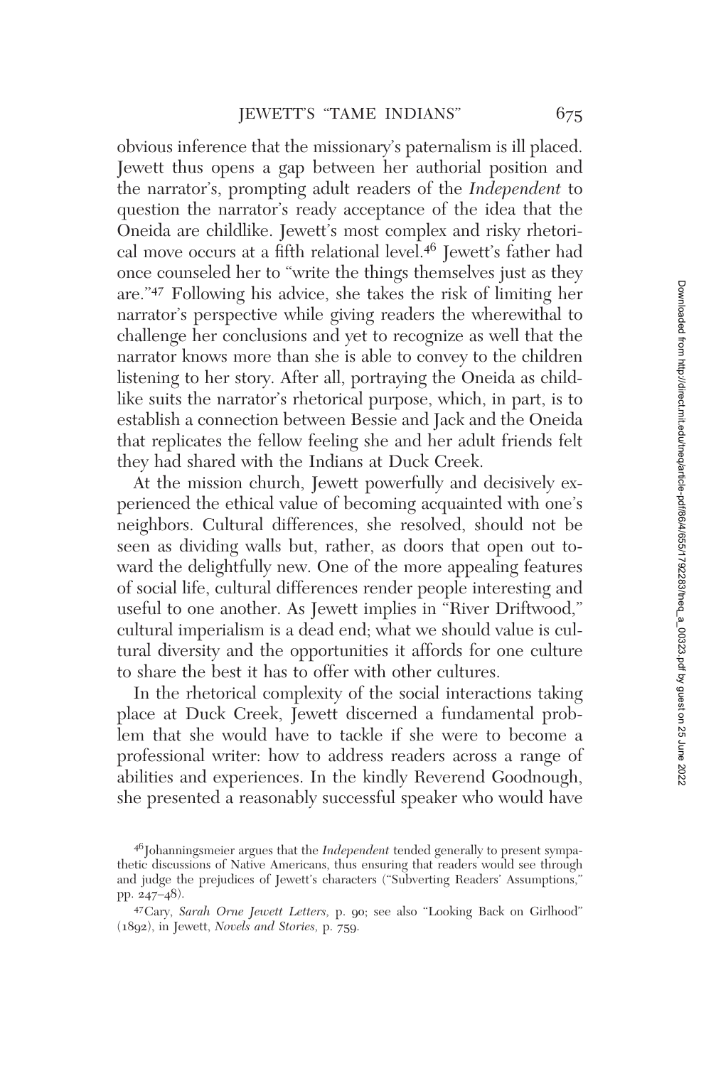obvious inference that the missionary's paternalism is ill placed. Jewett thus opens a gap between her authorial position and the narrator's, prompting adult readers of the *Independent* to question the narrator's ready acceptance of the idea that the Oneida are childlike. Jewett's most complex and risky rhetorical move occurs at a fifth relational level.[46] Jewett's father had once counseled her to "write the things themselves just as they are."[47] Following his advice, she takes the risk of limiting her narrator's perspective while giving readers the wherewithal to challenge her conclusions and yet to recognize as well that the narrator knows more than she is able to convey to the children listening to her story. After all, portraying the Oneida as childlike suits the narrator's rhetorical purpose, which, in part, is to establish a connection between Bessie and Jack and the Oneida that replicates the fellow feeling she and her adult friends felt they had shared with the Indians at Duck Creek.

At the mission church, Jewett powerfully and decisively experienced the ethical value of becoming acquainted with one's neighbors. Cultural differences, she resolved, should not be seen as dividing walls but, rather, as doors that open out toward the delightfully new. One of the more appealing features of social life, cultural differences render people interesting and useful to one another. As Jewett implies in "River Driftwood," cultural imperialism is a dead end; what we should value is cultural diversity and the opportunities it affords for one culture to share the best it has to offer with other cultures.

In the rhetorical complexity of the social interactions taking place at Duck Creek, Jewett discerned a fundamental problem that she would have to tackle if she were to become a professional writer: how to address readers across a range of abilities and experiences. In the kindly Reverend Goodnough, she presented a reasonably successful speaker who would have

[46] Johanningsmeier argues that the *Independent* tended generally to present sympathetic discussions of Native Americans, thus ensuring that readers would see through and judge the prejudices of Jewett's characters ("Subverting Readers' Assumptions," pp. 247–48).

[47] Cary, *Sarah Orne Jewett Letters,* p. 90; see also "Looking Back on Girlhood" (1892), in Jewett, *Novels and Stories,* p. 759.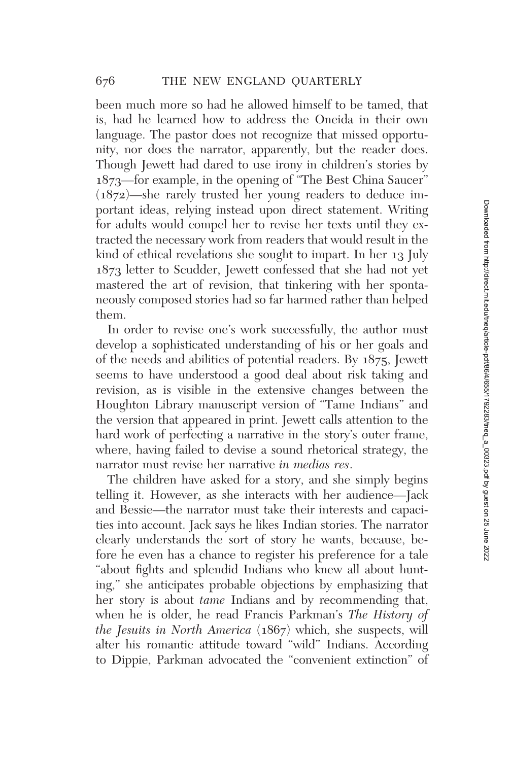been much more so had he allowed himself to be tamed, that is, had he learned how to address the Oneida in their own language. The pastor does not recognize that missed opportunity, nor does the narrator, apparently, but the reader does. Though Jewett had dared to use irony in children's stories by 1873—for example, in the opening of "The Best China Saucer" (1872)—she rarely trusted her young readers to deduce important ideas, relying instead upon direct statement. Writing for adults would compel her to revise her texts until they extracted the necessary work from readers that would result in the kind of ethical revelations she sought to impart. In her 13 July 1873 letter to Scudder, Jewett confessed that she had not yet mastered the art of revision, that tinkering with her spontaneously composed stories had so far harmed rather than helped them.

In order to revise one's work successfully, the author must develop a sophisticated understanding of his or her goals and of the needs and abilities of potential readers. By 1875, Jewett seems to have understood a good deal about risk taking and revision, as is visible in the extensive changes between the Houghton Library manuscript version of "Tame Indians" and the version that appeared in print. Jewett calls attention to the hard work of perfecting a narrative in the story's outer frame, where, having failed to devise a sound rhetorical strategy, the narrator must revise her narrative *in medias res*.

The children have asked for a story, and she simply begins telling it. However, as she interacts with her audience—Jack and Bessie—the narrator must take their interests and capacities into account. Jack says he likes Indian stories. The narrator clearly understands the sort of story he wants, because, before he even has a chance to register his preference for a tale "about fights and splendid Indians who knew all about hunting," she anticipates probable objections by emphasizing that her story is about *tame* Indians and by recommending that, when he is older, he read Francis Parkman's *The History of the Jesuits in North America* (1867) which, she suspects, will alter his romantic attitude toward "wild" Indians. According to Dippie, Parkman advocated the "convenient extinction" of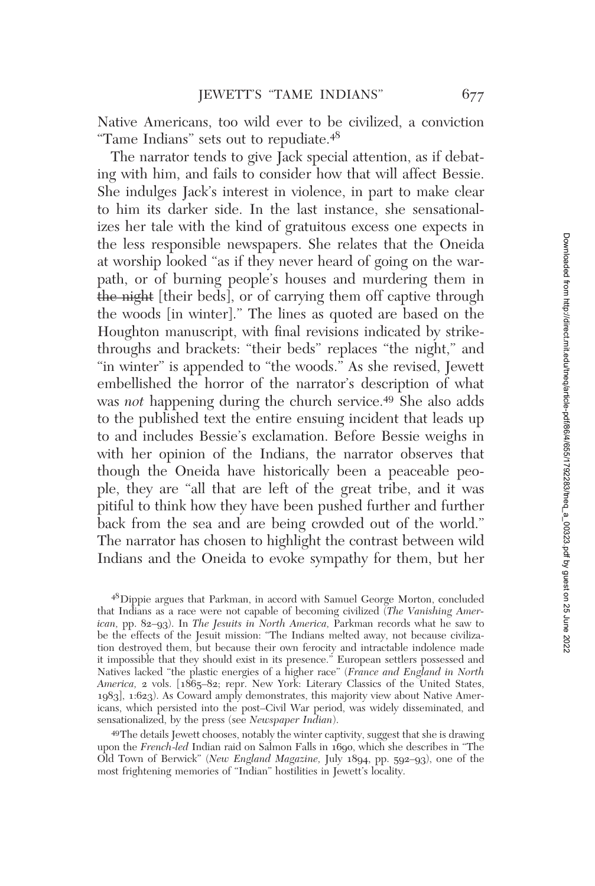Native Americans, too wild ever to be civilized, a conviction "Tame Indians" sets out to repudiate.[48]

The narrator tends to give Jack special attention, as if debating with him, and fails to consider how that will affect Bessie. She indulges Jack's interest in violence, in part to make clear to him its darker side. In the last instance, she sensationalizes her tale with the kind of gratuitous excess one expects in the less responsible newspapers. She relates that the Oneida at worship looked "as if they never heard of going on the warpath, or of burning people's houses and murdering them in ~~the night~~ [their beds], or of carrying them off captive through the woods [in winter]." The lines as quoted are based on the Houghton manuscript, with final revisions indicated by strikethroughs and brackets: "their beds" replaces "the night," and "in winter" is appended to "the woods." As she revised, Jewett embellished the horror of the narrator's description of what was *not* happening during the church service.[49] She also adds to the published text the entire ensuing incident that leads up to and includes Bessie's exclamation. Before Bessie weighs in with her opinion of the Indians, the narrator observes that though the Oneida have historically been a peaceable people, they are "all that are left of the great tribe, and it was pitiful to think how they have been pushed further and further back from the sea and are being crowded out of the world." The narrator has chosen to highlight the contrast between wild Indians and the Oneida to evoke sympathy for them, but her

[48]Dippie argues that Parkman, in accord with Samuel George Morton, concluded that Indians as a race were not capable of becoming civilized (*The Vanishing American*, pp. 82–93). In *The Jesuits in North America,* Parkman records what he saw to be the effects of the Jesuit mission: "The Indians melted away, not because civilization destroyed them, but because their own ferocity and intractable indolence made it impossible that they should exist in its presence." European settlers possessed and Natives lacked "the plastic energies of a higher race" (*France and England in North America,* 2 vols. [1865–82; repr. New York: Literary Classics of the United States, 1983], 1:623). As Coward amply demonstrates, this majority view about Native Americans, which persisted into the post–Civil War period, was widely disseminated, and sensationalized, by the press (see *Newspaper Indian*).

[49]The details Jewett chooses, notably the winter captivity, suggest that she is drawing upon the *French-led* Indian raid on Salmon Falls in 1690, which she describes in "The Old Town of Berwick" (*New England Magazine,* July 1894, pp. 592–93), one of the most frightening memories of "Indian" hostilities in Jewett's locality.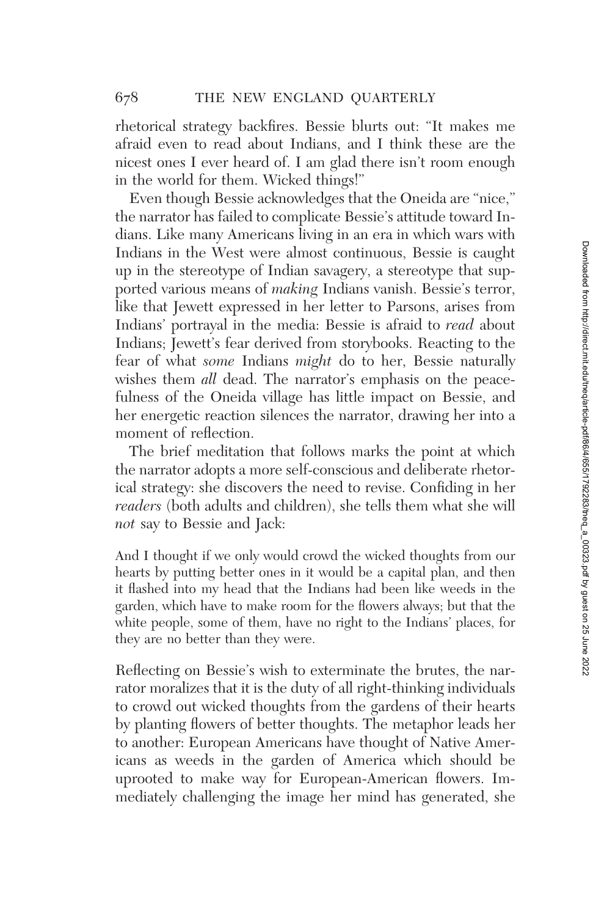rhetorical strategy backfires. Bessie blurts out: "It makes me afraid even to read about Indians, and I think these are the nicest ones I ever heard of. I am glad there isn't room enough in the world for them. Wicked things!"

Even though Bessie acknowledges that the Oneida are "nice," the narrator has failed to complicate Bessie's attitude toward Indians. Like many Americans living in an era in which wars with Indians in the West were almost continuous, Bessie is caught up in the stereotype of Indian savagery, a stereotype that supported various means of *making* Indians vanish. Bessie's terror, like that Jewett expressed in her letter to Parsons, arises from Indians' portrayal in the media: Bessie is afraid to *read* about Indians; Jewett's fear derived from storybooks. Reacting to the fear of what *some* Indians *might* do to her, Bessie naturally wishes them *all* dead. The narrator's emphasis on the peacefulness of the Oneida village has little impact on Bessie, and her energetic reaction silences the narrator, drawing her into a moment of reflection.

The brief meditation that follows marks the point at which the narrator adopts a more self-conscious and deliberate rhetorical strategy: she discovers the need to revise. Confiding in her *readers* (both adults and children), she tells them what she will *not* say to Bessie and Jack:

> And I thought if we only would crowd the wicked thoughts from our hearts by putting better ones in it would be a capital plan, and then it flashed into my head that the Indians had been like weeds in the garden, which have to make room for the flowers always; but that the white people, some of them, have no right to the Indians' places, for they are no better than they were.

Reflecting on Bessie's wish to exterminate the brutes, the narrator moralizes that it is the duty of all right-thinking individuals to crowd out wicked thoughts from the gardens of their hearts by planting flowers of better thoughts. The metaphor leads her to another: European Americans have thought of Native Americans as weeds in the garden of America which should be uprooted to make way for European-American flowers. Immediately challenging the image her mind has generated, she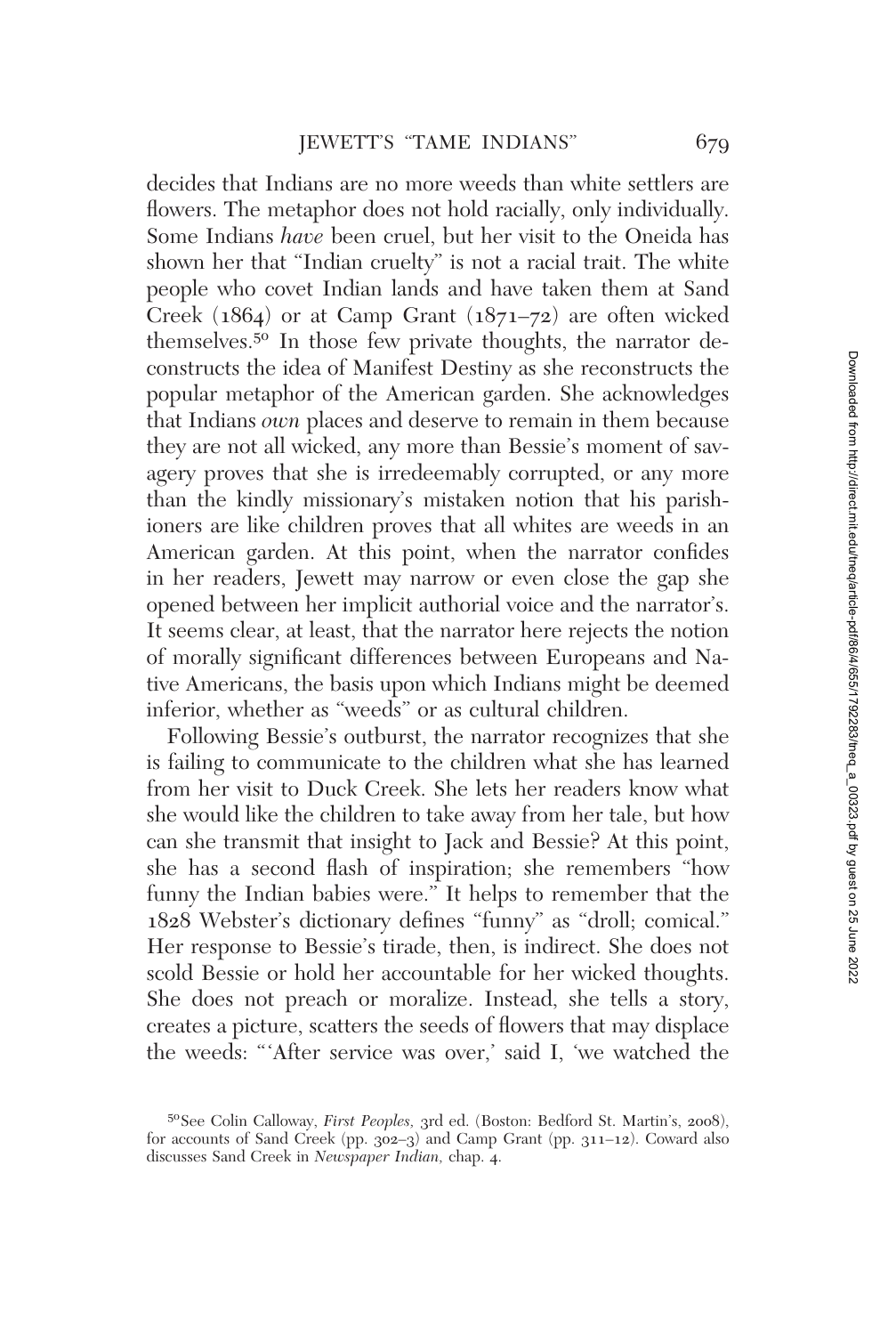decides that Indians are no more weeds than white settlers are flowers. The metaphor does not hold racially, only individually. Some Indians *have* been cruel, but her visit to the Oneida has shown her that "Indian cruelty" is not a racial trait. The white people who covet Indian lands and have taken them at Sand Creek (1864) or at Camp Grant (1871–72) are often wicked themselves.[50] In those few private thoughts, the narrator deconstructs the idea of Manifest Destiny as she reconstructs the popular metaphor of the American garden. She acknowledges that Indians *own* places and deserve to remain in them because they are not all wicked, any more than Bessie's moment of savagery proves that she is irredeemably corrupted, or any more than the kindly missionary's mistaken notion that his parishioners are like children proves that all whites are weeds in an American garden. At this point, when the narrator confides in her readers, Jewett may narrow or even close the gap she opened between her implicit authorial voice and the narrator's. It seems clear, at least, that the narrator here rejects the notion of morally significant differences between Europeans and Native Americans, the basis upon which Indians might be deemed inferior, whether as "weeds" or as cultural children.

Following Bessie's outburst, the narrator recognizes that she is failing to communicate to the children what she has learned from her visit to Duck Creek. She lets her readers know what she would like the children to take away from her tale, but how can she transmit that insight to Jack and Bessie? At this point, she has a second flash of inspiration; she remembers "how funny the Indian babies were." It helps to remember that the 1828 Webster's dictionary defines "funny" as "droll; comical." Her response to Bessie's tirade, then, is indirect. She does not scold Bessie or hold her accountable for her wicked thoughts. She does not preach or moralize. Instead, she tells a story, creates a picture, scatters the seeds of flowers that may displace the weeds: "'After service was over,' said I, 'we watched the

[50] See Colin Calloway, *First Peoples,* 3rd ed. (Boston: Bedford St. Martin's, 2008), for accounts of Sand Creek (pp. 302–3) and Camp Grant (pp. 311–12). Coward also discusses Sand Creek in *Newspaper Indian,* chap. 4.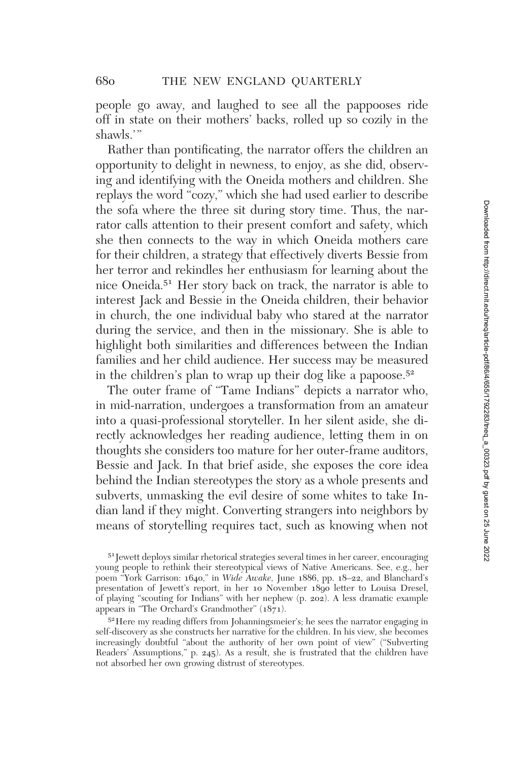people go away, and laughed to see all the pappooses ride off in state on their mothers' backs, rolled up so cozily in the shawls.'"

Rather than pontificating, the narrator offers the children an opportunity to delight in newness, to enjoy, as she did, observing and identifying with the Oneida mothers and children. She replays the word "cozy," which she had used earlier to describe the sofa where the three sit during story time. Thus, the narrator calls attention to their present comfort and safety, which she then connects to the way in which Oneida mothers care for their children, a strategy that effectively diverts Bessie from her terror and rekindles her enthusiasm for learning about the nice Oneida.[51] Her story back on track, the narrator is able to interest Jack and Bessie in the Oneida children, their behavior in church, the one individual baby who stared at the narrator during the service, and then in the missionary. She is able to highlight both similarities and differences between the Indian families and her child audience. Her success may be measured in the children's plan to wrap up their dog like a papoose.[52]

The outer frame of "Tame Indians" depicts a narrator who, in mid-narration, undergoes a transformation from an amateur into a quasi-professional storyteller. In her silent aside, she directly acknowledges her reading audience, letting them in on thoughts she considers too mature for her outer-frame auditors, Bessie and Jack. In that brief aside, she exposes the core idea behind the Indian stereotypes the story as a whole presents and subverts, unmasking the evil desire of some whites to take Indian land if they might. Converting strangers into neighbors by means of storytelling requires tact, such as knowing when not

[51] Jewett deploys similar rhetorical strategies several times in her career, encouraging young people to rethink their stereotypical views of Native Americans. See, e.g., her poem "York Garrison: 1640," in *Wide Awake,* June 1886, pp. 18–22, and Blanchard's presentation of Jewett's report, in her 10 November 1890 letter to Louisa Dresel, of playing "scouting for Indians" with her nephew (p. 202). A less dramatic example appears in "The Orchard's Grandmother" (1871).

[52] Here my reading differs from Johanningsmeier's; he sees the narrator engaging in self-discovery as she constructs her narrative for the children. In his view, she becomes increasingly doubtful "about the authority of her own point of view" ("Subverting Readers' Assumptions," p. 245). As a result, she is frustrated that the children have not absorbed her own growing distrust of stereotypes.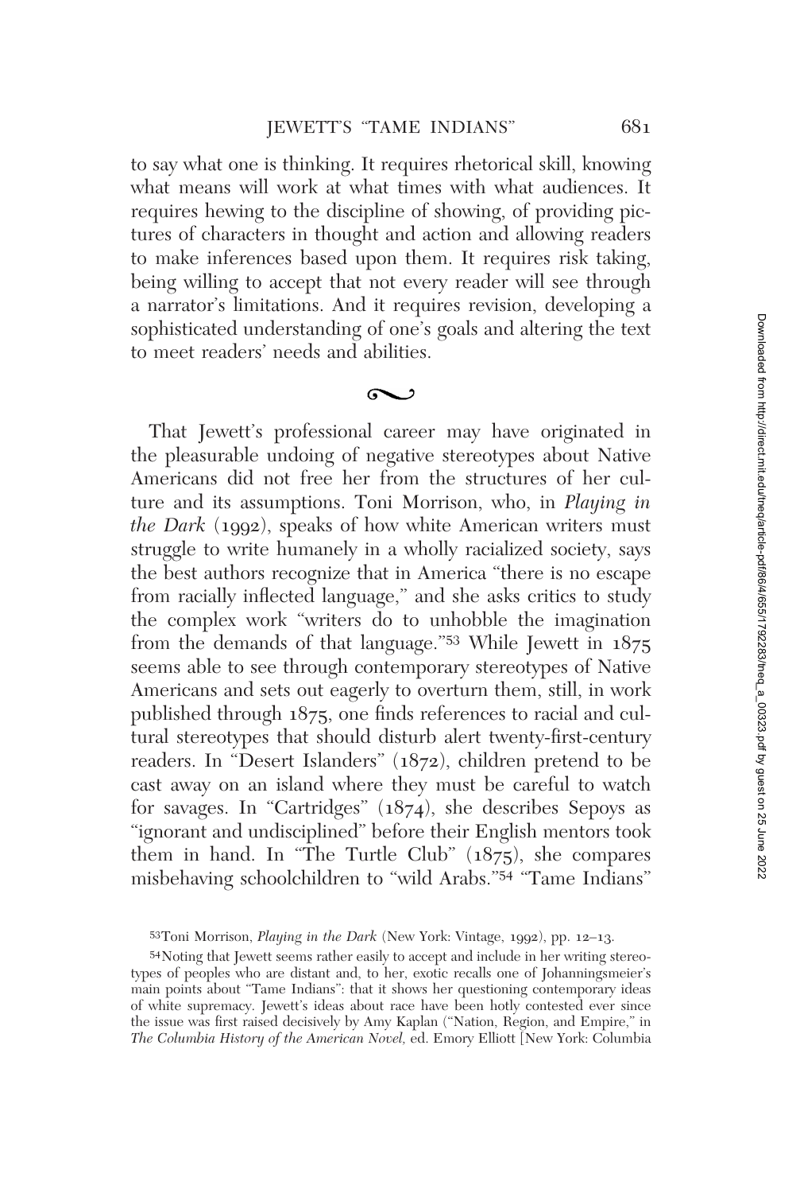to say what one is thinking. It requires rhetorical skill, knowing what means will work at what times with what audiences. It requires hewing to the discipline of showing, of providing pictures of characters in thought and action and allowing readers to make inferences based upon them. It requires risk taking, being willing to accept that not every reader will see through a narrator's limitations. And it requires revision, developing a sophisticated understanding of one's goals and altering the text to meet readers' needs and abilities.

~

That Jewett's professional career may have originated in the pleasurable undoing of negative stereotypes about Native Americans did not free her from the structures of her culture and its assumptions. Toni Morrison, who, in *Playing in the Dark* (1992), speaks of how white American writers must struggle to write humanely in a wholly racialized society, says the best authors recognize that in America "there is no escape from racially inflected language," and she asks critics to study the complex work "writers do to unhobble the imagination from the demands of that language."[53] While Jewett in 1875 seems able to see through contemporary stereotypes of Native Americans and sets out eagerly to overturn them, still, in work published through 1875, one finds references to racial and cultural stereotypes that should disturb alert twenty-first-century readers. In "Desert Islanders" (1872), children pretend to be cast away on an island where they must be careful to watch for savages. In "Cartridges" (1874), she describes Sepoys as "ignorant and undisciplined" before their English mentors took them in hand. In "The Turtle Club" (1875), she compares misbehaving schoolchildren to "wild Arabs."[54] "Tame Indians"

[53]Toni Morrison, *Playing in the Dark* (New York: Vintage, 1992), pp. 12–13.

[54]Noting that Jewett seems rather easily to accept and include in her writing stereotypes of peoples who are distant and, to her, exotic recalls one of Johanningsmeier's main points about "Tame Indians": that it shows her questioning contemporary ideas of white supremacy. Jewett's ideas about race have been hotly contested ever since the issue was first raised decisively by Amy Kaplan ("Nation, Region, and Empire," in *The Columbia History of the American Novel,* ed. Emory Elliott [New York: Columbia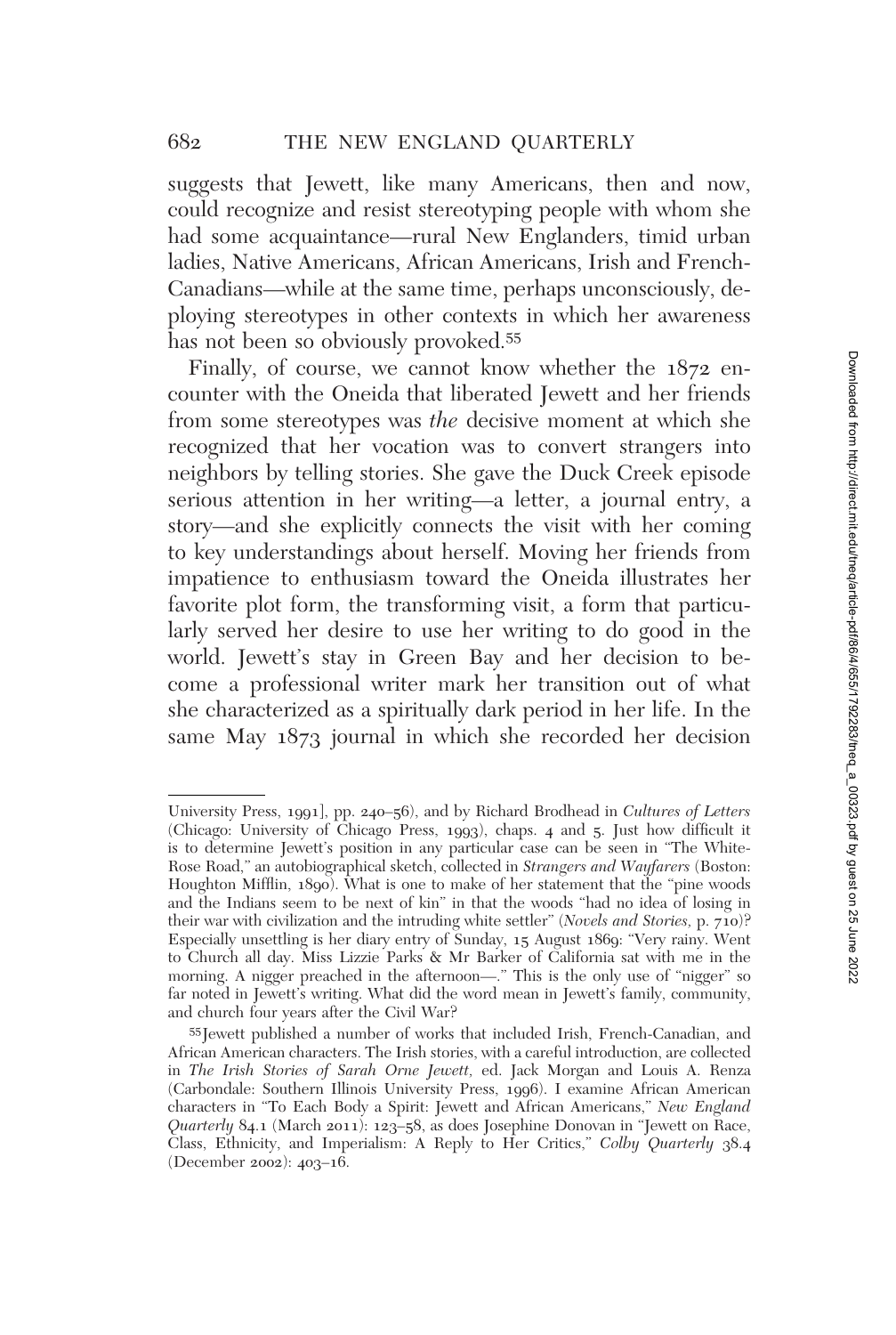suggests that Jewett, like many Americans, then and now, could recognize and resist stereotyping people with whom she had some acquaintance—rural New Englanders, timid urban ladies, Native Americans, African Americans, Irish and French-Canadians—while at the same time, perhaps unconsciously, deploying stereotypes in other contexts in which her awareness has not been so obviously provoked.[55]

Finally, of course, we cannot know whether the 1872 encounter with the Oneida that liberated Jewett and her friends from some stereotypes was *the* decisive moment at which she recognized that her vocation was to convert strangers into neighbors by telling stories. She gave the Duck Creek episode serious attention in her writing—a letter, a journal entry, a story—and she explicitly connects the visit with her coming to key understandings about herself. Moving her friends from impatience to enthusiasm toward the Oneida illustrates her favorite plot form, the transforming visit, a form that particularly served her desire to use her writing to do good in the world. Jewett's stay in Green Bay and her decision to become a professional writer mark her transition out of what she characterized as a spiritually dark period in her life. In the same May 1873 journal in which she recorded her decision

---

University Press, 1991], pp. 240–56), and by Richard Brodhead in *Cultures of Letters* (Chicago: University of Chicago Press, 1993), chaps. 4 and 5. Just how difficult it is to determine Jewett's position in any particular case can be seen in "The White-Rose Road," an autobiographical sketch, collected in *Strangers and Wayfarers* (Boston: Houghton Mifflin, 1890). What is one to make of her statement that the "pine woods and the Indians seem to be next of kin" in that the woods "had no idea of losing in their war with civilization and the intruding white settler" (*Novels and Stories,* p. 710)? Especially unsettling is her diary entry of Sunday, 15 August 1869: "Very rainy. Went to Church all day. Miss Lizzie Parks & Mr Barker of California sat with me in the morning. A nigger preached in the afternoon—." This is the only use of "nigger" so far noted in Jewett's writing. What did the word mean in Jewett's family, community, and church four years after the Civil War?

[55]Jewett published a number of works that included Irish, French-Canadian, and African American characters. The Irish stories, with a careful introduction, are collected in *The Irish Stories of Sarah Orne Jewett,* ed. Jack Morgan and Louis A. Renza (Carbondale: Southern Illinois University Press, 1996). I examine African American characters in "To Each Body a Spirit: Jewett and African Americans," *New England Quarterly* 84.1 (March 2011): 123–58, as does Josephine Donovan in "Jewett on Race, Class, Ethnicity, and Imperialism: A Reply to Her Critics," *Colby Quarterly* 38.4 (December 2002): 403–16.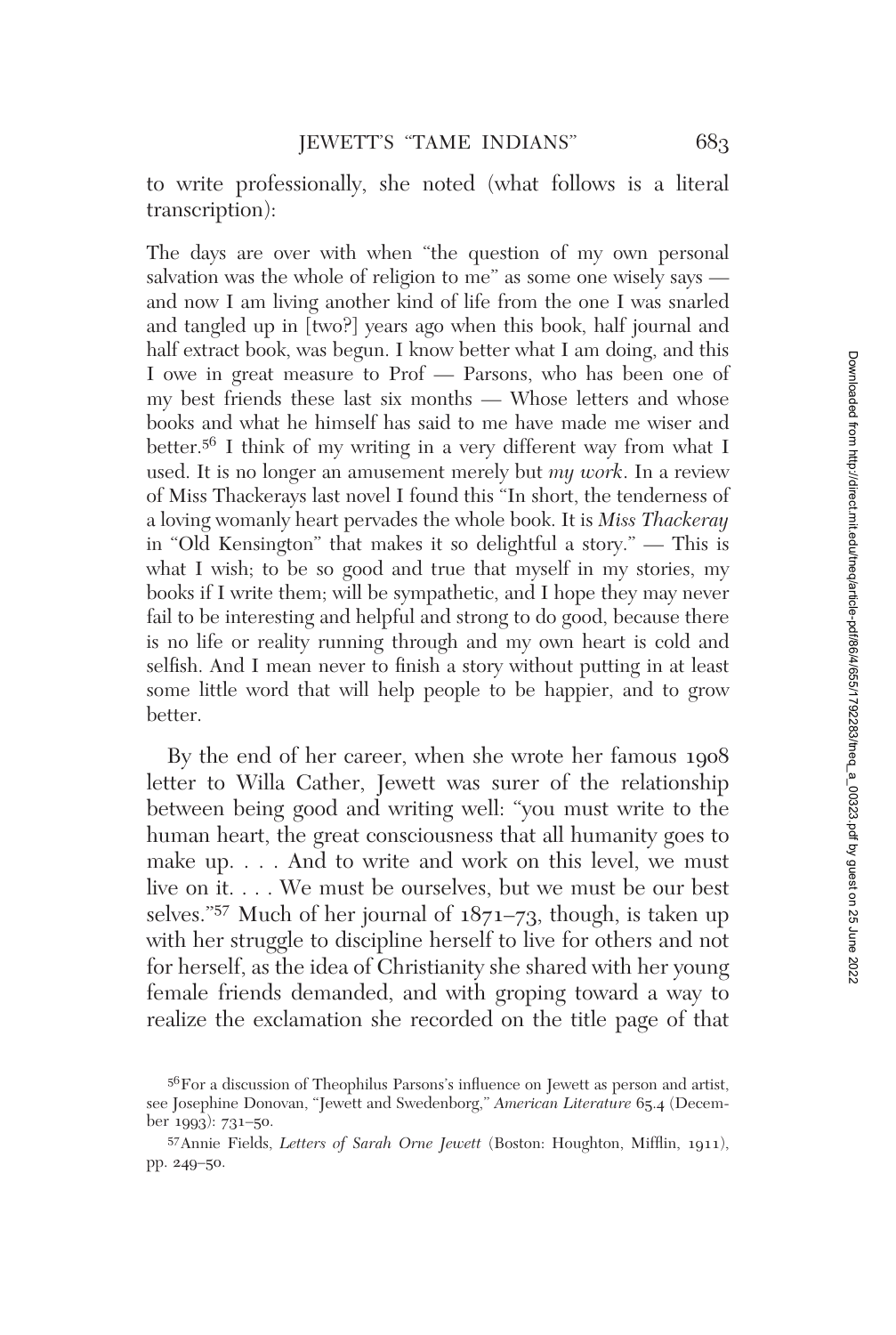to write professionally, she noted (what follows is a literal transcription):

> The days are over with when "the question of my own personal salvation was the whole of religion to me" as some one wisely says — and now I am living another kind of life from the one I was snarled and tangled up in [two?] years ago when this book, half journal and half extract book, was begun. I know better what I am doing, and this I owe in great measure to Prof — Parsons, who has been one of my best friends these last six months — Whose letters and whose books and what he himself has said to me have made me wiser and better.[56] I think of my writing in a very different way from what I used. It is no longer an amusement merely but *my work*. In a review of Miss Thackerays last novel I found this "In short, the tenderness of a loving womanly heart pervades the whole book. It is *Miss Thackeray* in "Old Kensington" that makes it so delightful a story." — This is what I wish; to be so good and true that myself in my stories, my books if I write them; will be sympathetic, and I hope they may never fail to be interesting and helpful and strong to do good, because there is no life or reality running through and my own heart is cold and selfish. And I mean never to finish a story without putting in at least some little word that will help people to be happier, and to grow better.

By the end of her career, when she wrote her famous 1908 letter to Willa Cather, Jewett was surer of the relationship between being good and writing well: "you must write to the human heart, the great consciousness that all humanity goes to make up. . . . And to write and work on this level, we must live on it. . . . We must be ourselves, but we must be our best selves."[57] Much of her journal of 1871–73, though, is taken up with her struggle to discipline herself to live for others and not for herself, as the idea of Christianity she shared with her young female friends demanded, and with groping toward a way to realize the exclamation she recorded on the title page of that

---

[56] For a discussion of Theophilus Parsons's influence on Jewett as person and artist, see Josephine Donovan, "Jewett and Swedenborg," *American Literature* 65.4 (December 1993): 731–50.

[57] Annie Fields, *Letters of Sarah Orne Jewett* (Boston: Houghton, Mifflin, 1911), pp. 249–50.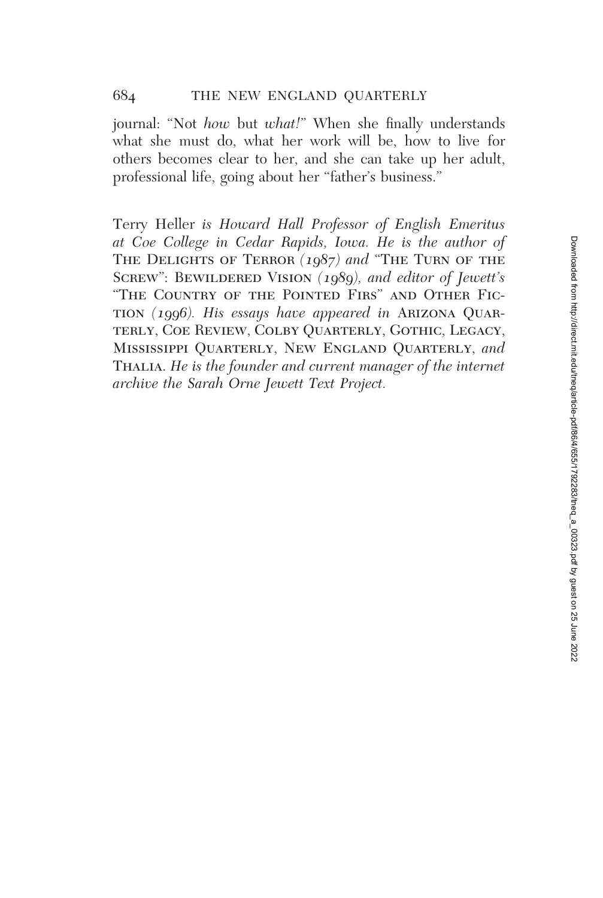journal: "Not *how* but *what!*" When she finally understands what she must do, what her work will be, how to live for others becomes clear to her, and she can take up her adult, professional life, going about her "father's business."

Terry Heller *is Howard Hall Professor of English Emeritus at Coe College in Cedar Rapids, Iowa. He is the author of* The Delights of Terror *(1987) and* "The Turn of the Screw": Bewildered Vision *(1989), and editor of Jewett's* "The Country of the Pointed Firs" and Other Fiction *(1996). His essays have appeared in* Arizona Quarterly, Coe Review, Colby Quarterly, Gothic, Legacy, Mississippi Quarterly, New England Quarterly, *and* Thalia. *He is the founder and current manager of the internet archive the Sarah Orne Jewett Text Project.*